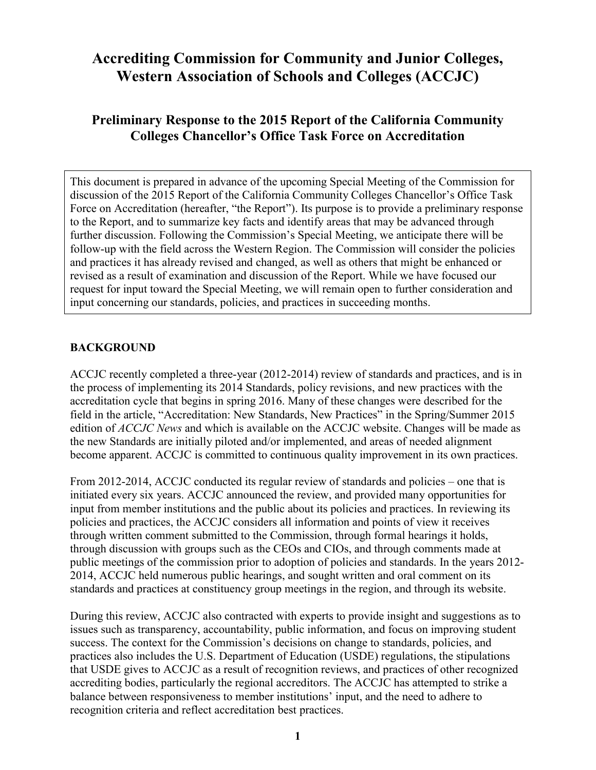# Accrediting Commission for Community and Junior Colleges, Western Association of Schools and Colleges (ACCJC)

## Preliminary Response to the 2015 Report of the California Community Colleges Chancellor's Office Task Force on Accreditation

This document is prepared in advance of the upcoming Special Meeting of the Commission for discussion of the 2015 Report of the California Community Colleges Chancellor's Office Task Force on Accreditation (hereafter, "the Report"). Its purpose is to provide a preliminary response to the Report, and to summarize key facts and identify areas that may be advanced through further discussion. Following the Commission's Special Meeting, we anticipate there will be follow-up with the field across the Western Region. The Commission will consider the policies and practices it has already revised and changed, as well as others that might be enhanced or revised as a result of examination and discussion of the Report. While we have focused our request for input toward the Special Meeting, we will remain open to further consideration and input concerning our standards, policies, and practices in succeeding months.

### BACKGROUND

ACCJC recently completed a three-year (2012-2014) review of standards and practices, and is in the process of implementing its 2014 Standards, policy revisions, and new practices with the accreditation cycle that begins in spring 2016. Many of these changes were described for the field in the article, "Accreditation: New Standards, New Practices" in the Spring/Summer 2015 edition of *ACCJC News* and which is available on the ACCJC website. Changes will be made as the new Standards are initially piloted and/or implemented, and areas of needed alignment become apparent. ACCJC is committed to continuous quality improvement in its own practices.

From 2012-2014, ACCJC conducted its regular review of standards and policies – one that is initiated every six years. ACCJC announced the review, and provided many opportunities for input from member institutions and the public about its policies and practices. In reviewing its policies and practices, the ACCJC considers all information and points of view it receives through written comment submitted to the Commission, through formal hearings it holds, through discussion with groups such as the CEOs and CIOs, and through comments made at public meetings of the commission prior to adoption of policies and standards. In the years 2012-2014, ACCJC held numerous public hearings, and sought written and oral comment on its standards and practices at constituency group meetings in the region, and through its website.

During this review, ACCJC also contracted with experts to provide insight and suggestions as to issues such as transparency, accountability, public information, and focus on improving student success. The context for the Commission's decisions on change to standards, policies, and practices also includes the U.S. Department of Education (USDE) regulations, the stipulations that USDE gives to ACCJC as a result of recognition reviews, and practices of other recognized accrediting bodies, particularly the regional accreditors. The ACCJC has attempted to strike a balance between responsiveness to member institutions' input, and the need to adhere to recognition criteria and reflect accreditation best practices.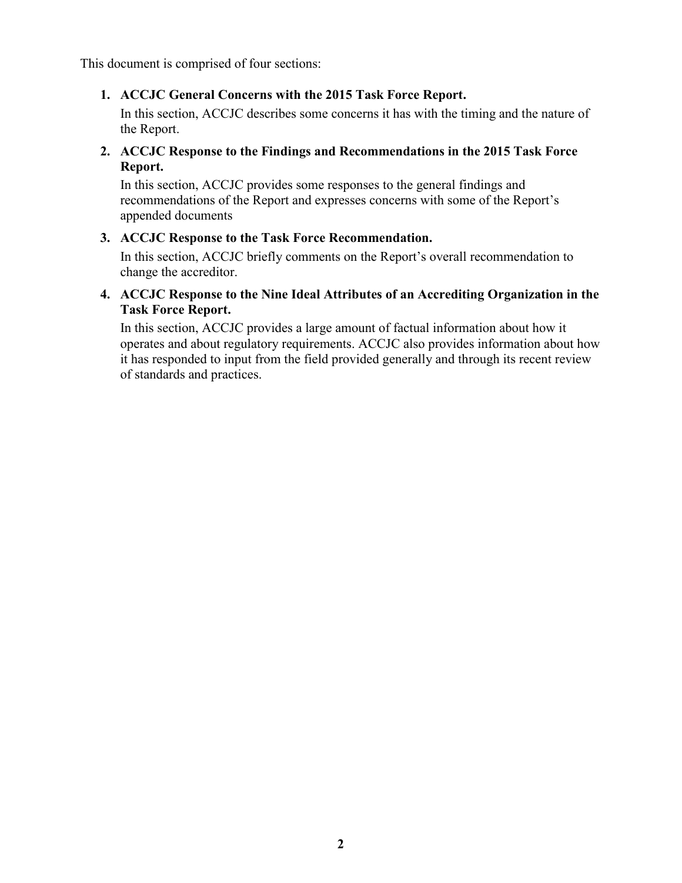This document is comprised of four sections:

1. **ACCJC General Concerns with the 2015 Task Force Report.**

   In this section, ACCJC describes some concerns it has with the timing and the nature of the Report.

2. **ACCJC Response to the Findings and Recommendations in the 2015 Task Force Report.**

   In this section, ACCJC provides some responses to the general findings and recommendations of the Report and expresses concerns with some of the Report's appended documents

3. **ACCJC Response to the Task Force Recommendation.**

   In this section, ACCJC briefly comments on the Report's overall recommendation to change the accreditor.

4. **ACCJC Response to the Nine Ideal Attributes of an Accrediting Organization in the Task Force Report.**

   In this section, ACCJC provides a large amount of factual information about how it operates and about regulatory requirements. ACCJC also provides information about how it has responded to input from the field provided generally and through its recent review of standards and practices.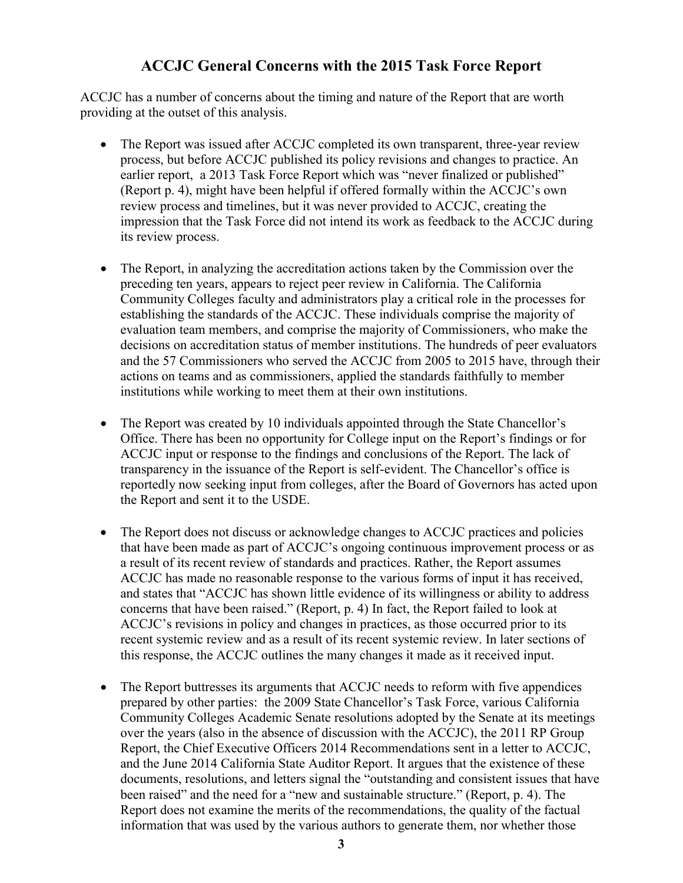## ACCJC General Concerns with the 2015 Task Force Report

ACCJC has a number of concerns about the timing and nature of the Report that are worth providing at the outset of this analysis.

- The Report was issued after ACCJC completed its own transparent, three-year review process, but before ACCJC published its policy revisions and changes to practice. An earlier report, a 2013 Task Force Report which was "never finalized or published" (Report p. 4), might have been helpful if offered formally within the ACCJC's own review process and timelines, but it was never provided to ACCJC, creating the impression that the Task Force did not intend its work as feedback to the ACCJC during its review process.

- The Report, in analyzing the accreditation actions taken by the Commission over the preceding ten years, appears to reject peer review in California. The California Community Colleges faculty and administrators play a critical role in the processes for establishing the standards of the ACCJC. These individuals comprise the majority of evaluation team members, and comprise the majority of Commissioners, who make the decisions on accreditation status of member institutions. The hundreds of peer evaluators and the 57 Commissioners who served the ACCJC from 2005 to 2015 have, through their actions on teams and as commissioners, applied the standards faithfully to member institutions while working to meet them at their own institutions.

- The Report was created by 10 individuals appointed through the State Chancellor's Office. There has been no opportunity for College input on the Report's findings or for ACCJC input or response to the findings and conclusions of the Report. The lack of transparency in the issuance of the Report is self-evident. The Chancellor's office is reportedly now seeking input from colleges, after the Board of Governors has acted upon the Report and sent it to the USDE.

- The Report does not discuss or acknowledge changes to ACCJC practices and policies that have been made as part of ACCJC's ongoing continuous improvement process or as a result of its recent review of standards and practices. Rather, the Report assumes ACCJC has made no reasonable response to the various forms of input it has received, and states that "ACCJC has shown little evidence of its willingness or ability to address concerns that have been raised." (Report, p. 4) In fact, the Report failed to look at ACCJC's revisions in policy and changes in practices, as those occurred prior to its recent systemic review and as a result of its recent systemic review. In later sections of this response, the ACCJC outlines the many changes it made as it received input.

- The Report buttresses its arguments that ACCJC needs to reform with five appendices prepared by other parties: the 2009 State Chancellor's Task Force, various California Community Colleges Academic Senate resolutions adopted by the Senate at its meetings over the years (also in the absence of discussion with the ACCJC), the 2011 RP Group Report, the Chief Executive Officers 2014 Recommendations sent in a letter to ACCJC, and the June 2014 California State Auditor Report. It argues that the existence of these documents, resolutions, and letters signal the "outstanding and consistent issues that have been raised" and the need for a "new and sustainable structure." (Report, p. 4). The Report does not examine the merits of the recommendations, the quality of the factual information that was used by the various authors to generate them, nor whether those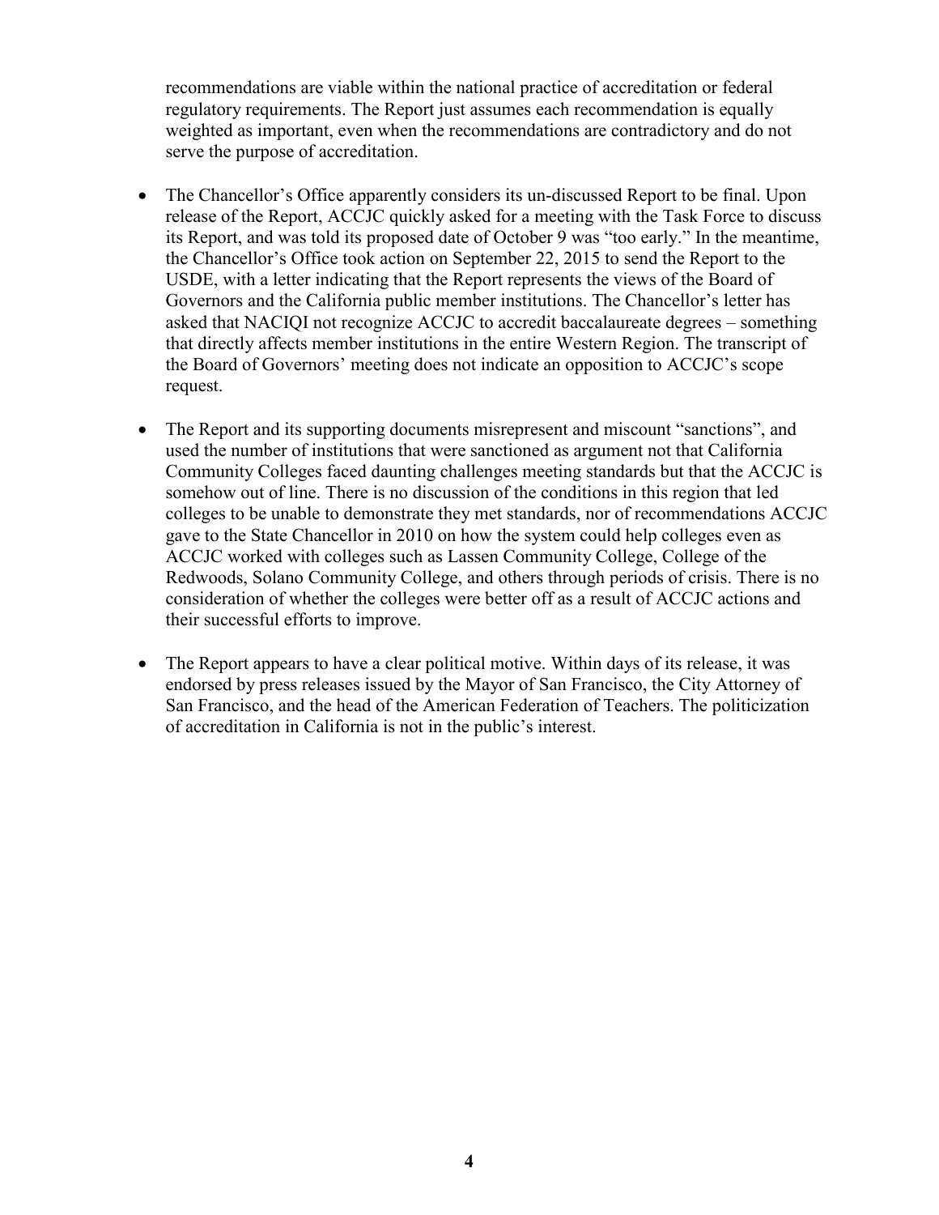recommendations are viable within the national practice of accreditation or federal regulatory requirements. The Report just assumes each recommendation is equally weighted as important, even when the recommendations are contradictory and do not serve the purpose of accreditation.

- The Chancellor's Office apparently considers its un-discussed Report to be final. Upon release of the Report, ACCJC quickly asked for a meeting with the Task Force to discuss its Report, and was told its proposed date of October 9 was "too early." In the meantime, the Chancellor's Office took action on September 22, 2015 to send the Report to the USDE, with a letter indicating that the Report represents the views of the Board of Governors and the California public member institutions. The Chancellor's letter has asked that NACIQI not recognize ACCJC to accredit baccalaureate degrees – something that directly affects member institutions in the entire Western Region. The transcript of the Board of Governors' meeting does not indicate an opposition to ACCJC's scope request.

- The Report and its supporting documents misrepresent and miscount "sanctions", and used the number of institutions that were sanctioned as argument not that California Community Colleges faced daunting challenges meeting standards but that the ACCJC is somehow out of line. There is no discussion of the conditions in this region that led colleges to be unable to demonstrate they met standards, nor of recommendations ACCJC gave to the State Chancellor in 2010 on how the system could help colleges even as ACCJC worked with colleges such as Lassen Community College, College of the Redwoods, Solano Community College, and others through periods of crisis. There is no consideration of whether the colleges were better off as a result of ACCJC actions and their successful efforts to improve.

- The Report appears to have a clear political motive. Within days of its release, it was endorsed by press releases issued by the Mayor of San Francisco, the City Attorney of San Francisco, and the head of the American Federation of Teachers. The politicization of accreditation in California is not in the public's interest.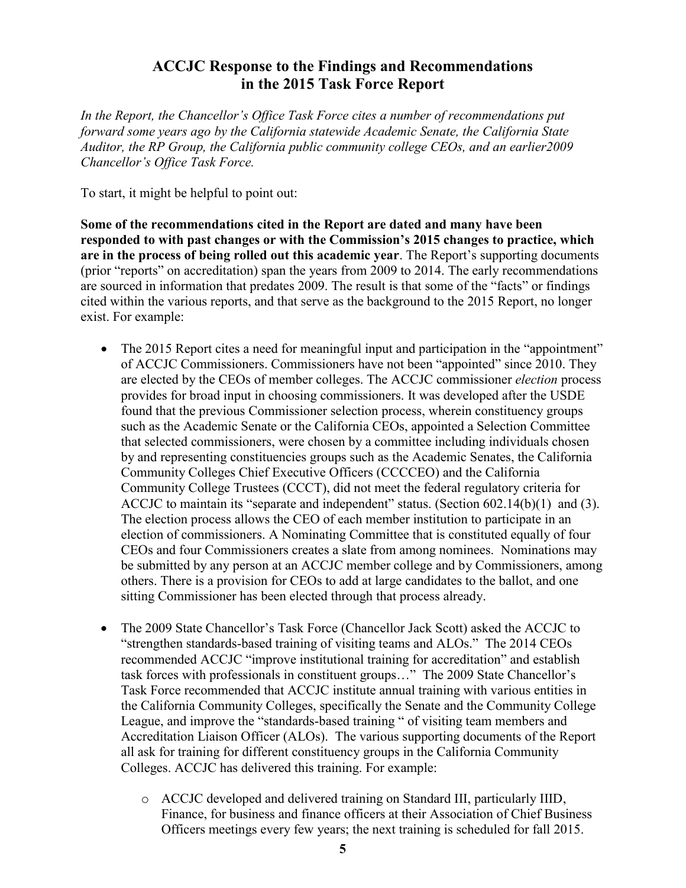## ACCJC Response to the Findings and Recommendations in the 2015 Task Force Report

*In the Report, the Chancellor's Office Task Force cites a number of recommendations put forward some years ago by the California statewide Academic Senate, the California State Auditor, the RP Group, the California public community college CEOs, and an earlier2009 Chancellor's Office Task Force.*

To start, it might be helpful to point out:

**Some of the recommendations cited in the Report are dated and many have been responded to with past changes or with the Commission's 2015 changes to practice, which are in the process of being rolled out this academic year**. The Report's supporting documents (prior "reports" on accreditation) span the years from 2009 to 2014. The early recommendations are sourced in information that predates 2009. The result is that some of the "facts" or findings cited within the various reports, and that serve as the background to the 2015 Report, no longer exist. For example:

- The 2015 Report cites a need for meaningful input and participation in the "appointment" of ACCJC Commissioners. Commissioners have not been "appointed" since 2010. They are elected by the CEOs of member colleges. The ACCJC commissioner *election* process provides for broad input in choosing commissioners. It was developed after the USDE found that the previous Commissioner selection process, wherein constituency groups such as the Academic Senate or the California CEOs, appointed a Selection Committee that selected commissioners, were chosen by a committee including individuals chosen by and representing constituencies groups such as the Academic Senates, the California Community Colleges Chief Executive Officers (CCCCEO) and the California Community College Trustees (CCCT), did not meet the federal regulatory criteria for ACCJC to maintain its "separate and independent" status. (Section 602.14(b)(1) and (3). The election process allows the CEO of each member institution to participate in an election of commissioners. A Nominating Committee that is constituted equally of four CEOs and four Commissioners creates a slate from among nominees. Nominations may be submitted by any person at an ACCJC member college and by Commissioners, among others. There is a provision for CEOs to add at large candidates to the ballot, and one sitting Commissioner has been elected through that process already.
- The 2009 State Chancellor's Task Force (Chancellor Jack Scott) asked the ACCJC to "strengthen standards-based training of visiting teams and ALOs." The 2014 CEOs recommended ACCJC "improve institutional training for accreditation" and establish task forces with professionals in constituent groups…" The 2009 State Chancellor's Task Force recommended that ACCJC institute annual training with various entities in the California Community Colleges, specifically the Senate and the Community College League, and improve the "standards-based training " of visiting team members and Accreditation Liaison Officer (ALOs). The various supporting documents of the Report all ask for training for different constituency groups in the California Community Colleges. ACCJC has delivered this training. For example:
  - ACCJC developed and delivered training on Standard III, particularly IIID, Finance, for business and finance officers at their Association of Chief Business Officers meetings every few years; the next training is scheduled for fall 2015.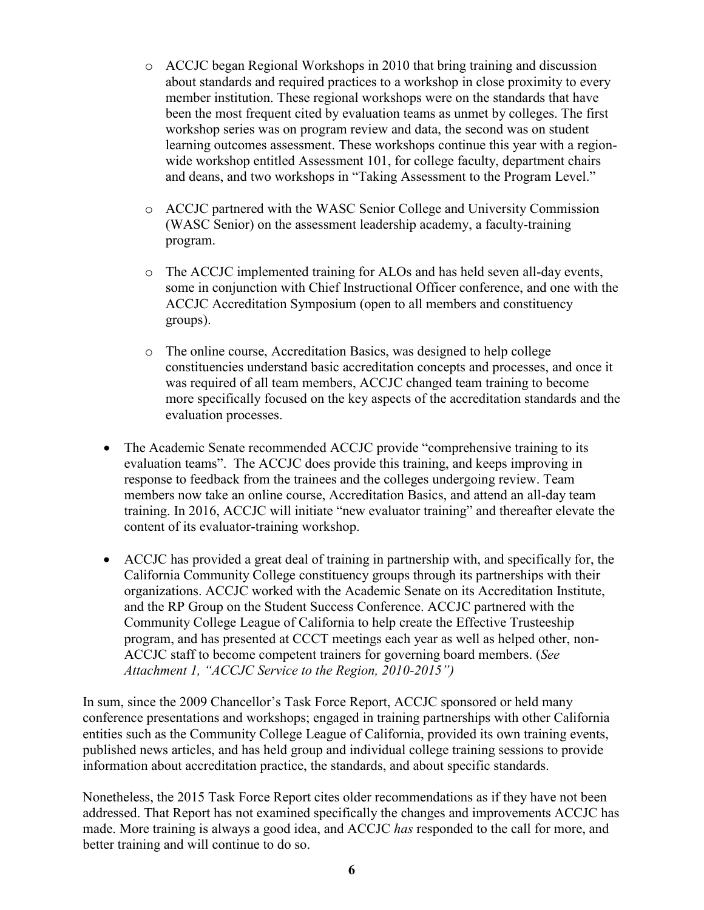- ACCJC began Regional Workshops in 2010 that bring training and discussion about standards and required practices to a workshop in close proximity to every member institution. These regional workshops were on the standards that have been the most frequent cited by evaluation teams as unmet by colleges. The first workshop series was on program review and data, the second was on student learning outcomes assessment. These workshops continue this year with a region-wide workshop entitled Assessment 101, for college faculty, department chairs and deans, and two workshops in "Taking Assessment to the Program Level."

  - ACCJC partnered with the WASC Senior College and University Commission (WASC Senior) on the assessment leadership academy, a faculty-training program.

  - The ACCJC implemented training for ALOs and has held seven all-day events, some in conjunction with Chief Instructional Officer conference, and one with the ACCJC Accreditation Symposium (open to all members and constituency groups).

  - The online course, Accreditation Basics, was designed to help college constituencies understand basic accreditation concepts and processes, and once it was required of all team members, ACCJC changed team training to become more specifically focused on the key aspects of the accreditation standards and the evaluation processes.

- The Academic Senate recommended ACCJC provide "comprehensive training to its evaluation teams". The ACCJC does provide this training, and keeps improving in response to feedback from the trainees and the colleges undergoing review. Team members now take an online course, Accreditation Basics, and attend an all-day team training. In 2016, ACCJC will initiate "new evaluator training" and thereafter elevate the content of its evaluator-training workshop.

- ACCJC has provided a great deal of training in partnership with, and specifically for, the California Community College constituency groups through its partnerships with their organizations. ACCJC worked with the Academic Senate on its Accreditation Institute, and the RP Group on the Student Success Conference. ACCJC partnered with the Community College League of California to help create the Effective Trusteeship program, and has presented at CCCT meetings each year as well as helped other, non-ACCJC staff to become competent trainers for governing board members. (*See Attachment 1, "ACCJC Service to the Region, 2010-2015")*

In sum, since the 2009 Chancellor's Task Force Report, ACCJC sponsored or held many conference presentations and workshops; engaged in training partnerships with other California entities such as the Community College League of California, provided its own training events, published news articles, and has held group and individual college training sessions to provide information about accreditation practice, the standards, and about specific standards.

Nonetheless, the 2015 Task Force Report cites older recommendations as if they have not been addressed. That Report has not examined specifically the changes and improvements ACCJC has made. More training is always a good idea, and ACCJC *has* responded to the call for more, and better training and will continue to do so.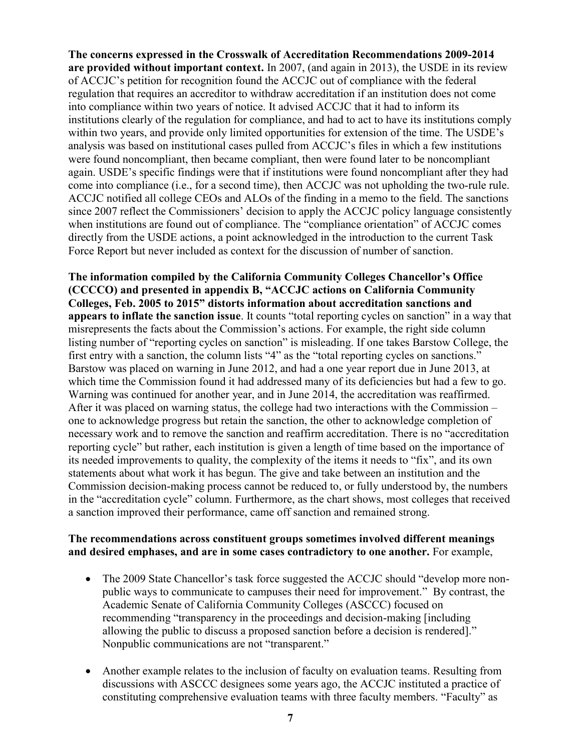**The concerns expressed in the Crosswalk of Accreditation Recommendations 2009-2014 are provided without important context.** In 2007, (and again in 2013), the USDE in its review of ACCJC's petition for recognition found the ACCJC out of compliance with the federal regulation that requires an accreditor to withdraw accreditation if an institution does not come into compliance within two years of notice. It advised ACCJC that it had to inform its institutions clearly of the regulation for compliance, and had to act to have its institutions comply within two years, and provide only limited opportunities for extension of the time. The USDE's analysis was based on institutional cases pulled from ACCJC's files in which a few institutions were found noncompliant, then became compliant, then were found later to be noncompliant again. USDE's specific findings were that if institutions were found noncompliant after they had come into compliance (i.e., for a second time), then ACCJC was not upholding the two-rule rule. ACCJC notified all college CEOs and ALOs of the finding in a memo to the field. The sanctions since 2007 reflect the Commissioners' decision to apply the ACCJC policy language consistently when institutions are found out of compliance. The "compliance orientation" of ACCJC comes directly from the USDE actions, a point acknowledged in the introduction to the current Task Force Report but never included as context for the discussion of number of sanction.

**The information compiled by the California Community Colleges Chancellor's Office (CCCCO) and presented in appendix B, "ACCJC actions on California Community Colleges, Feb. 2005 to 2015" distorts information about accreditation sanctions and appears to inflate the sanction issue**. It counts "total reporting cycles on sanction" in a way that misrepresents the facts about the Commission's actions. For example, the right side column listing number of "reporting cycles on sanction" is misleading. If one takes Barstow College, the first entry with a sanction, the column lists "4" as the "total reporting cycles on sanctions." Barstow was placed on warning in June 2012, and had a one year report due in June 2013, at which time the Commission found it had addressed many of its deficiencies but had a few to go. Warning was continued for another year, and in June 2014, the accreditation was reaffirmed. After it was placed on warning status, the college had two interactions with the Commission – one to acknowledge progress but retain the sanction, the other to acknowledge completion of necessary work and to remove the sanction and reaffirm accreditation. There is no "accreditation reporting cycle" but rather, each institution is given a length of time based on the importance of its needed improvements to quality, the complexity of the items it needs to "fix", and its own statements about what work it has begun. The give and take between an institution and the Commission decision-making process cannot be reduced to, or fully understood by, the numbers in the "accreditation cycle" column. Furthermore, as the chart shows, most colleges that received a sanction improved their performance, came off sanction and remained strong.

**The recommendations across constituent groups sometimes involved different meanings and desired emphases, and are in some cases contradictory to one another.** For example,

- The 2009 State Chancellor's task force suggested the ACCJC should "develop more non-public ways to communicate to campuses their need for improvement." By contrast, the Academic Senate of California Community Colleges (ASCCC) focused on recommending "transparency in the proceedings and decision-making [including allowing the public to discuss a proposed sanction before a decision is rendered]." Nonpublic communications are not "transparent."
- Another example relates to the inclusion of faculty on evaluation teams. Resulting from discussions with ASCCC designees some years ago, the ACCJC instituted a practice of constituting comprehensive evaluation teams with three faculty members. "Faculty" as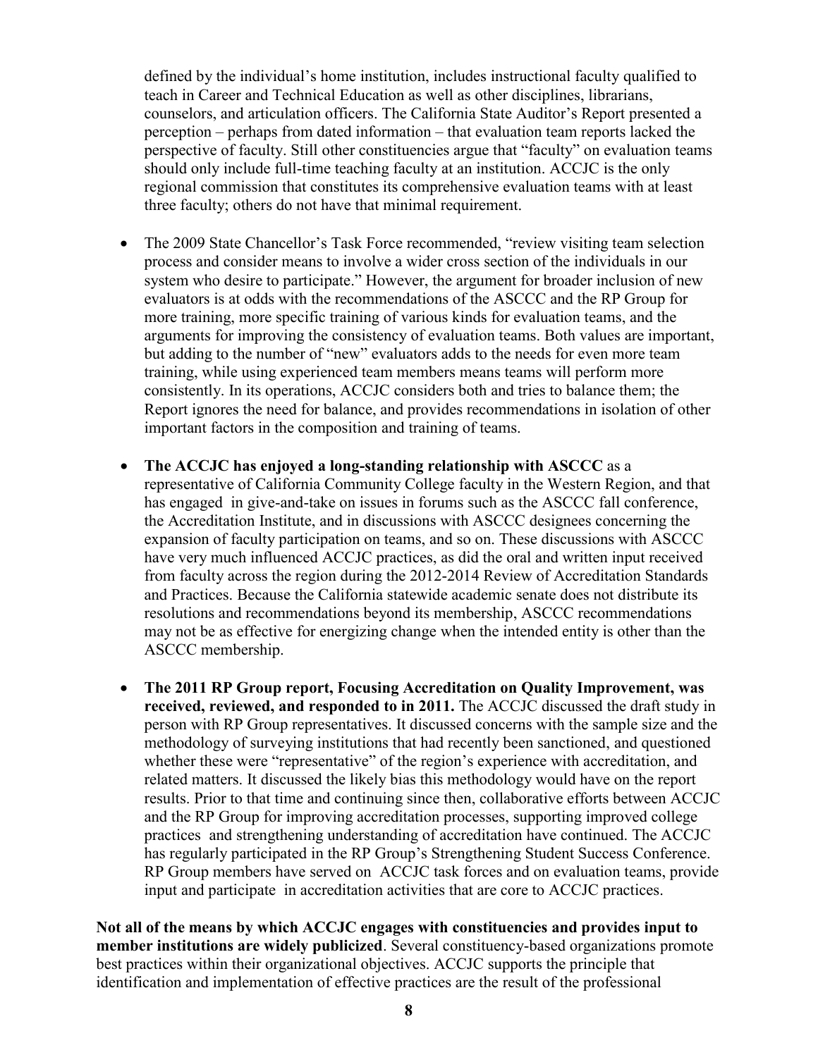defined by the individual's home institution, includes instructional faculty qualified to teach in Career and Technical Education as well as other disciplines, librarians, counselors, and articulation officers. The California State Auditor's Report presented a perception – perhaps from dated information – that evaluation team reports lacked the perspective of faculty. Still other constituencies argue that "faculty" on evaluation teams should only include full-time teaching faculty at an institution. ACCJC is the only regional commission that constitutes its comprehensive evaluation teams with at least three faculty; others do not have that minimal requirement.

- The 2009 State Chancellor's Task Force recommended, "review visiting team selection process and consider means to involve a wider cross section of the individuals in our system who desire to participate." However, the argument for broader inclusion of new evaluators is at odds with the recommendations of the ASCCC and the RP Group for more training, more specific training of various kinds for evaluation teams, and the arguments for improving the consistency of evaluation teams. Both values are important, but adding to the number of "new" evaluators adds to the needs for even more team training, while using experienced team members means teams will perform more consistently. In its operations, ACCJC considers both and tries to balance them; the Report ignores the need for balance, and provides recommendations in isolation of other important factors in the composition and training of teams.

- **The ACCJC has enjoyed a long-standing relationship with ASCCC** as a representative of California Community College faculty in the Western Region, and that has engaged in give-and-take on issues in forums such as the ASCCC fall conference, the Accreditation Institute, and in discussions with ASCCC designees concerning the expansion of faculty participation on teams, and so on. These discussions with ASCCC have very much influenced ACCJC practices, as did the oral and written input received from faculty across the region during the 2012-2014 Review of Accreditation Standards and Practices. Because the California statewide academic senate does not distribute its resolutions and recommendations beyond its membership, ASCCC recommendations may not be as effective for energizing change when the intended entity is other than the ASCCC membership.

- **The 2011 RP Group report, Focusing Accreditation on Quality Improvement, was received, reviewed, and responded to in 2011.** The ACCJC discussed the draft study in person with RP Group representatives. It discussed concerns with the sample size and the methodology of surveying institutions that had recently been sanctioned, and questioned whether these were "representative" of the region's experience with accreditation, and related matters. It discussed the likely bias this methodology would have on the report results. Prior to that time and continuing since then, collaborative efforts between ACCJC and the RP Group for improving accreditation processes, supporting improved college practices and strengthening understanding of accreditation have continued. The ACCJC has regularly participated in the RP Group's Strengthening Student Success Conference. RP Group members have served on ACCJC task forces and on evaluation teams, provide input and participate in accreditation activities that are core to ACCJC practices.

**Not all of the means by which ACCJC engages with constituencies and provides input to member institutions are widely publicized**. Several constituency-based organizations promote best practices within their organizational objectives. ACCJC supports the principle that identification and implementation of effective practices are the result of the professional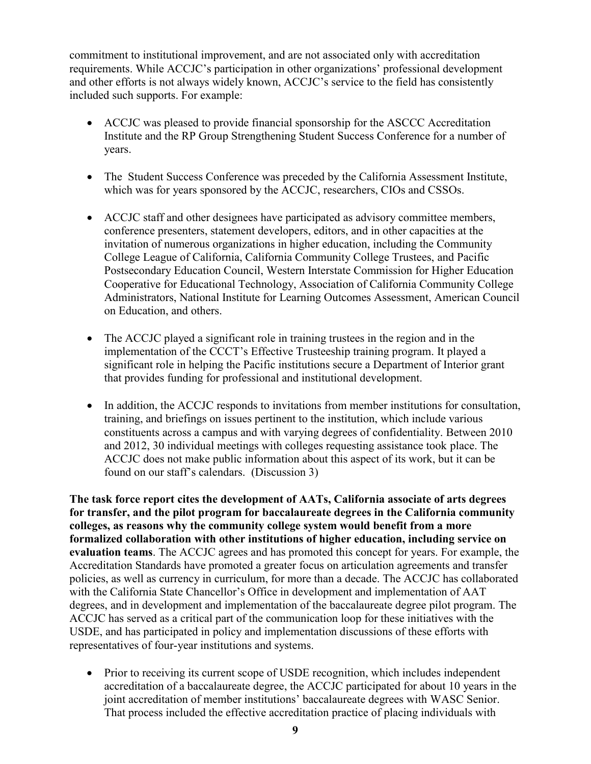commitment to institutional improvement, and are not associated only with accreditation requirements. While ACCJC's participation in other organizations' professional development and other efforts is not always widely known, ACCJC's service to the field has consistently included such supports. For example:

- ACCJC was pleased to provide financial sponsorship for the ASCCC Accreditation Institute and the RP Group Strengthening Student Success Conference for a number of years.

- The Student Success Conference was preceded by the California Assessment Institute, which was for years sponsored by the ACCJC, researchers, CIOs and CSSOs.

- ACCJC staff and other designees have participated as advisory committee members, conference presenters, statement developers, editors, and in other capacities at the invitation of numerous organizations in higher education, including the Community College League of California, California Community College Trustees, and Pacific Postsecondary Education Council, Western Interstate Commission for Higher Education Cooperative for Educational Technology, Association of California Community College Administrators, National Institute for Learning Outcomes Assessment, American Council on Education, and others.

- The ACCJC played a significant role in training trustees in the region and in the implementation of the CCCT's Effective Trusteeship training program. It played a significant role in helping the Pacific institutions secure a Department of Interior grant that provides funding for professional and institutional development.

- In addition, the ACCJC responds to invitations from member institutions for consultation, training, and briefings on issues pertinent to the institution, which include various constituents across a campus and with varying degrees of confidentiality. Between 2010 and 2012, 30 individual meetings with colleges requesting assistance took place. The ACCJC does not make public information about this aspect of its work, but it can be found on our staff's calendars. (Discussion 3)

**The task force report cites the development of AATs, California associate of arts degrees for transfer, and the pilot program for baccalaureate degrees in the California community colleges, as reasons why the community college system would benefit from a more formalized collaboration with other institutions of higher education, including service on evaluation teams**. The ACCJC agrees and has promoted this concept for years. For example, the Accreditation Standards have promoted a greater focus on articulation agreements and transfer policies, as well as currency in curriculum, for more than a decade. The ACCJC has collaborated with the California State Chancellor's Office in development and implementation of AAT degrees, and in development and implementation of the baccalaureate degree pilot program. The ACCJC has served as a critical part of the communication loop for these initiatives with the USDE, and has participated in policy and implementation discussions of these efforts with representatives of four-year institutions and systems.

- Prior to receiving its current scope of USDE recognition, which includes independent accreditation of a baccalaureate degree, the ACCJC participated for about 10 years in the joint accreditation of member institutions' baccalaureate degrees with WASC Senior. That process included the effective accreditation practice of placing individuals with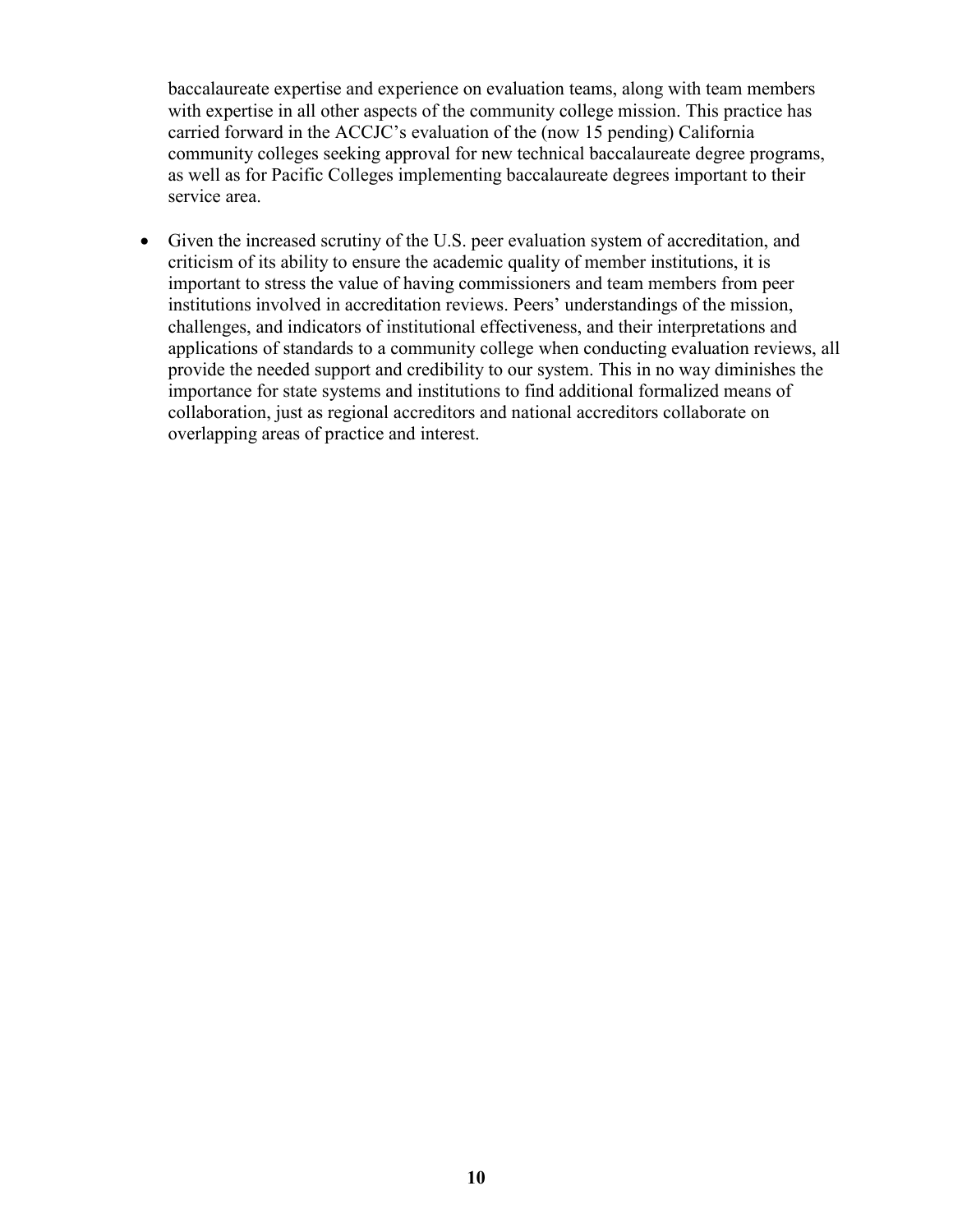baccalaureate expertise and experience on evaluation teams, along with team members with expertise in all other aspects of the community college mission. This practice has carried forward in the ACCJC's evaluation of the (now 15 pending) California community colleges seeking approval for new technical baccalaureate degree programs, as well as for Pacific Colleges implementing baccalaureate degrees important to their service area.

- Given the increased scrutiny of the U.S. peer evaluation system of accreditation, and criticism of its ability to ensure the academic quality of member institutions, it is important to stress the value of having commissioners and team members from peer institutions involved in accreditation reviews. Peers' understandings of the mission, challenges, and indicators of institutional effectiveness, and their interpretations and applications of standards to a community college when conducting evaluation reviews, all provide the needed support and credibility to our system. This in no way diminishes the importance for state systems and institutions to find additional formalized means of collaboration, just as regional accreditors and national accreditors collaborate on overlapping areas of practice and interest.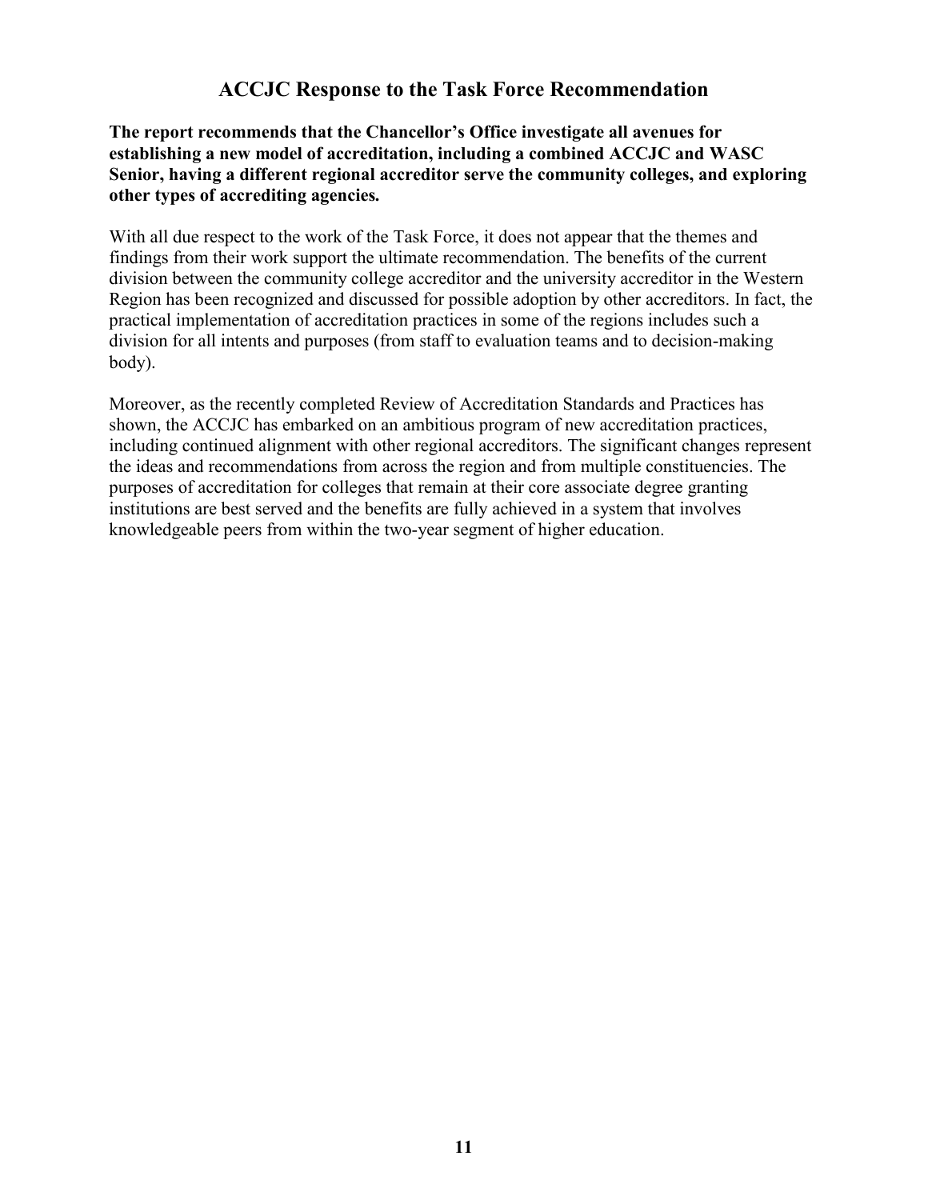## ACCJC Response to the Task Force Recommendation

**The report recommends that the Chancellor's Office investigate all avenues for establishing a new model of accreditation, including a combined ACCJC and WASC Senior, having a different regional accreditor serve the community colleges, and exploring other types of accrediting agencies.**

With all due respect to the work of the Task Force, it does not appear that the themes and findings from their work support the ultimate recommendation. The benefits of the current division between the community college accreditor and the university accreditor in the Western Region has been recognized and discussed for possible adoption by other accreditors. In fact, the practical implementation of accreditation practices in some of the regions includes such a division for all intents and purposes (from staff to evaluation teams and to decision-making body).

Moreover, as the recently completed Review of Accreditation Standards and Practices has shown, the ACCJC has embarked on an ambitious program of new accreditation practices, including continued alignment with other regional accreditors. The significant changes represent the ideas and recommendations from across the region and from multiple constituencies. The purposes of accreditation for colleges that remain at their core associate degree granting institutions are best served and the benefits are fully achieved in a system that involves knowledgeable peers from within the two-year segment of higher education.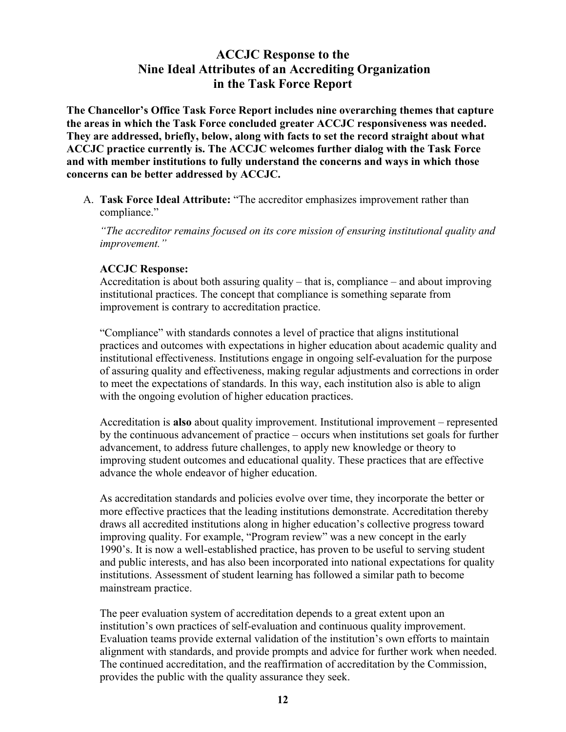# ACCJC Response to the Nine Ideal Attributes of an Accrediting Organization in the Task Force Report

**The Chancellor's Office Task Force Report includes nine overarching themes that capture the areas in which the Task Force concluded greater ACCJC responsiveness was needed. They are addressed, briefly, below, along with facts to set the record straight about what ACCJC practice currently is. The ACCJC welcomes further dialog with the Task Force and with member institutions to fully understand the concerns and ways in which those concerns can be better addressed by ACCJC.**

A. **Task Force Ideal Attribute:** "The accreditor emphasizes improvement rather than compliance."

   *"The accreditor remains focused on its core mission of ensuring institutional quality and improvement."*

   **ACCJC Response:**
   Accreditation is about both assuring quality – that is, compliance – and about improving institutional practices. The concept that compliance is something separate from improvement is contrary to accreditation practice.

   "Compliance" with standards connotes a level of practice that aligns institutional practices and outcomes with expectations in higher education about academic quality and institutional effectiveness. Institutions engage in ongoing self-evaluation for the purpose of assuring quality and effectiveness, making regular adjustments and corrections in order to meet the expectations of standards. In this way, each institution also is able to align with the ongoing evolution of higher education practices.

   Accreditation is **also** about quality improvement. Institutional improvement – represented by the continuous advancement of practice – occurs when institutions set goals for further advancement, to address future challenges, to apply new knowledge or theory to improving student outcomes and educational quality. These practices that are effective advance the whole endeavor of higher education.

   As accreditation standards and policies evolve over time, they incorporate the better or more effective practices that the leading institutions demonstrate. Accreditation thereby draws all accredited institutions along in higher education's collective progress toward improving quality. For example, "Program review" was a new concept in the early 1990's. It is now a well-established practice, has proven to be useful to serving student and public interests, and has also been incorporated into national expectations for quality institutions. Assessment of student learning has followed a similar path to become mainstream practice.

   The peer evaluation system of accreditation depends to a great extent upon an institution's own practices of self-evaluation and continuous quality improvement. Evaluation teams provide external validation of the institution's own efforts to maintain alignment with standards, and provide prompts and advice for further work when needed. The continued accreditation, and the reaffirmation of accreditation by the Commission, provides the public with the quality assurance they seek.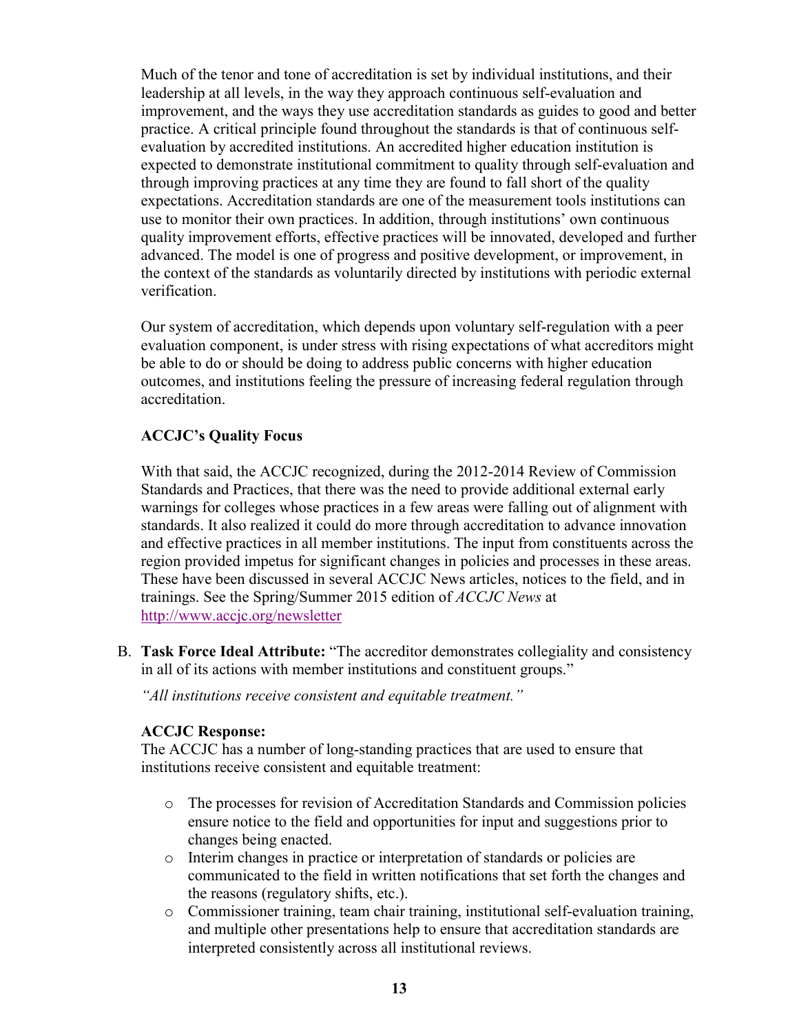Much of the tenor and tone of accreditation is set by individual institutions, and their leadership at all levels, in the way they approach continuous self-evaluation and improvement, and the ways they use accreditation standards as guides to good and better practice. A critical principle found throughout the standards is that of continuous self-evaluation by accredited institutions. An accredited higher education institution is expected to demonstrate institutional commitment to quality through self-evaluation and through improving practices at any time they are found to fall short of the quality expectations. Accreditation standards are one of the measurement tools institutions can use to monitor their own practices. In addition, through institutions' own continuous quality improvement efforts, effective practices will be innovated, developed and further advanced. The model is one of progress and positive development, or improvement, in the context of the standards as voluntarily directed by institutions with periodic external verification.

Our system of accreditation, which depends upon voluntary self-regulation with a peer evaluation component, is under stress with rising expectations of what accreditors might be able to do or should be doing to address public concerns with higher education outcomes, and institutions feeling the pressure of increasing federal regulation through accreditation.

**ACCJC's Quality Focus**

With that said, the ACCJC recognized, during the 2012-2014 Review of Commission Standards and Practices, that there was the need to provide additional external early warnings for colleges whose practices in a few areas were falling out of alignment with standards. It also realized it could do more through accreditation to advance innovation and effective practices in all member institutions. The input from constituents across the region provided impetus for significant changes in policies and processes in these areas. These have been discussed in several ACCJC News articles, notices to the field, and in trainings. See the Spring/Summer 2015 edition of *ACCJC News* at http://www.accjc.org/newsletter

B. **Task Force Ideal Attribute:** "The accreditor demonstrates collegiality and consistency in all of its actions with member institutions and constituent groups."

   *"All institutions receive consistent and equitable treatment."*

   **ACCJC Response:**
   The ACCJC has a number of long-standing practices that are used to ensure that institutions receive consistent and equitable treatment:

   - The processes for revision of Accreditation Standards and Commission policies ensure notice to the field and opportunities for input and suggestions prior to changes being enacted.
   - Interim changes in practice or interpretation of standards or policies are communicated to the field in written notifications that set forth the changes and the reasons (regulatory shifts, etc.).
   - Commissioner training, team chair training, institutional self-evaluation training, and multiple other presentations help to ensure that accreditation standards are interpreted consistently across all institutional reviews.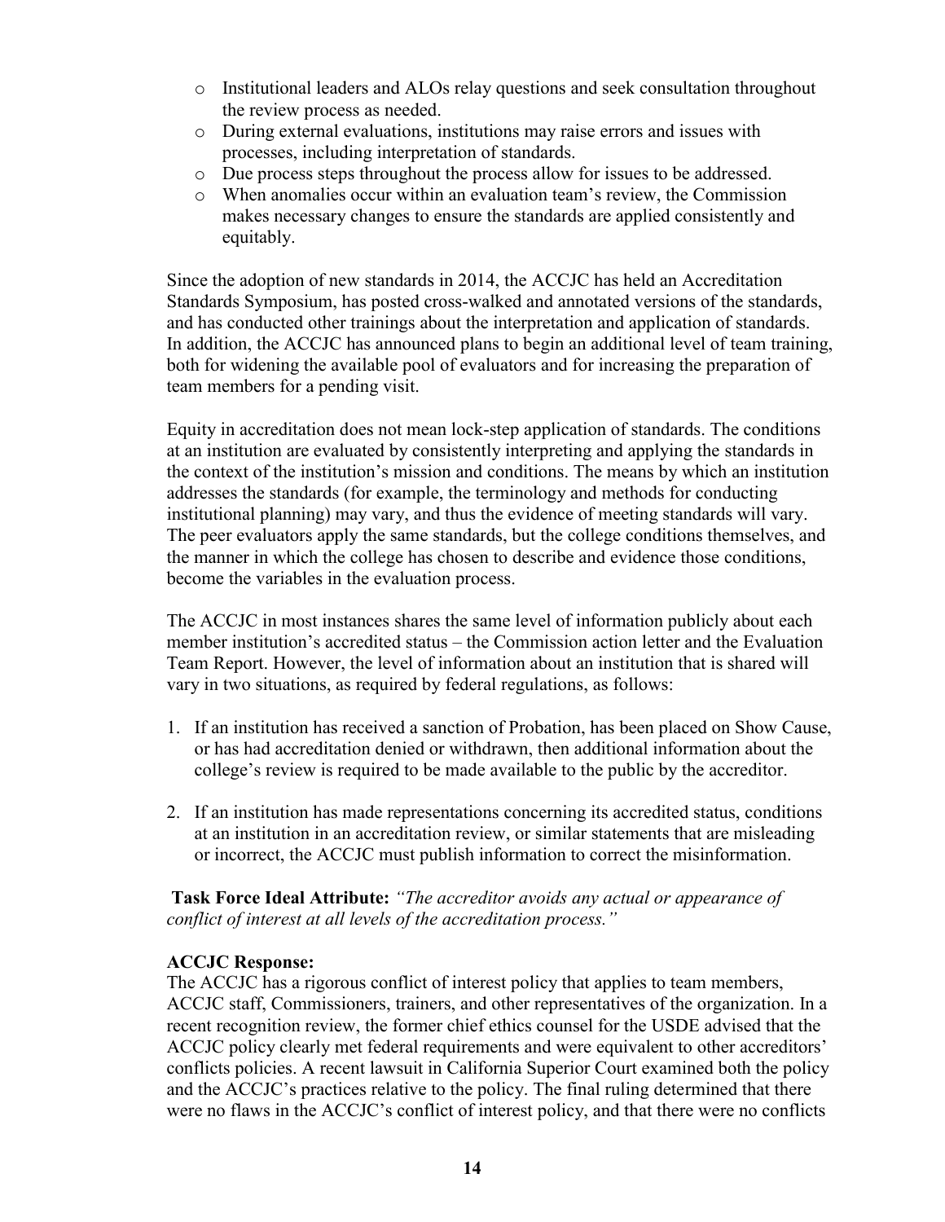- Institutional leaders and ALOs relay questions and seek consultation throughout the review process as needed.
- During external evaluations, institutions may raise errors and issues with processes, including interpretation of standards.
- Due process steps throughout the process allow for issues to be addressed.
- When anomalies occur within an evaluation team's review, the Commission makes necessary changes to ensure the standards are applied consistently and equitably.

Since the adoption of new standards in 2014, the ACCJC has held an Accreditation Standards Symposium, has posted cross-walked and annotated versions of the standards, and has conducted other trainings about the interpretation and application of standards. In addition, the ACCJC has announced plans to begin an additional level of team training, both for widening the available pool of evaluators and for increasing the preparation of team members for a pending visit.

Equity in accreditation does not mean lock-step application of standards. The conditions at an institution are evaluated by consistently interpreting and applying the standards in the context of the institution's mission and conditions. The means by which an institution addresses the standards (for example, the terminology and methods for conducting institutional planning) may vary, and thus the evidence of meeting standards will vary. The peer evaluators apply the same standards, but the college conditions themselves, and the manner in which the college has chosen to describe and evidence those conditions, become the variables in the evaluation process.

The ACCJC in most instances shares the same level of information publicly about each member institution's accredited status – the Commission action letter and the Evaluation Team Report. However, the level of information about an institution that is shared will vary in two situations, as required by federal regulations, as follows:

1. If an institution has received a sanction of Probation, has been placed on Show Cause, or has had accreditation denied or withdrawn, then additional information about the college's review is required to be made available to the public by the accreditor.

2. If an institution has made representations concerning its accredited status, conditions at an institution in an accreditation review, or similar statements that are misleading or incorrect, the ACCJC must publish information to correct the misinformation.

**Task Force Ideal Attribute:** *"The accreditor avoids any actual or appearance of conflict of interest at all levels of the accreditation process."*

**ACCJC Response:**
The ACCJC has a rigorous conflict of interest policy that applies to team members, ACCJC staff, Commissioners, trainers, and other representatives of the organization. In a recent recognition review, the former chief ethics counsel for the USDE advised that the ACCJC policy clearly met federal requirements and were equivalent to other accreditors' conflicts policies. A recent lawsuit in California Superior Court examined both the policy and the ACCJC's practices relative to the policy. The final ruling determined that there were no flaws in the ACCJC's conflict of interest policy, and that there were no conflicts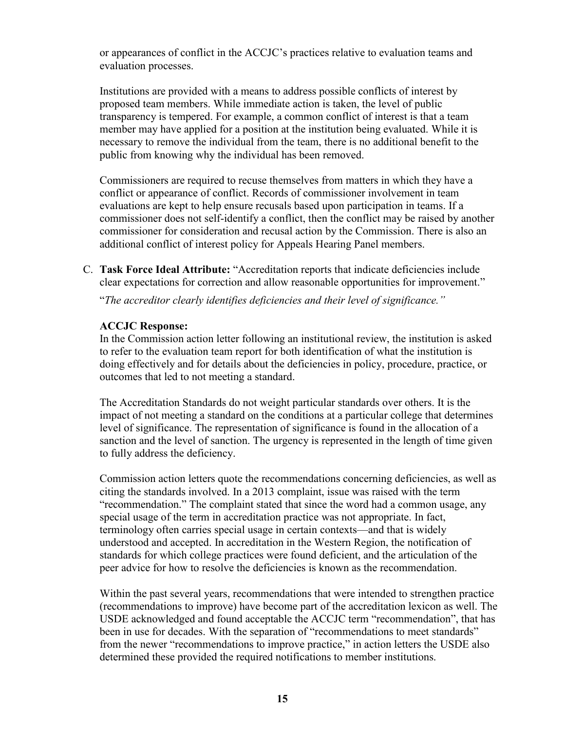or appearances of conflict in the ACCJC's practices relative to evaluation teams and evaluation processes.

Institutions are provided with a means to address possible conflicts of interest by proposed team members. While immediate action is taken, the level of public transparency is tempered. For example, a common conflict of interest is that a team member may have applied for a position at the institution being evaluated. While it is necessary to remove the individual from the team, there is no additional benefit to the public from knowing why the individual has been removed.

Commissioners are required to recuse themselves from matters in which they have a conflict or appearance of conflict. Records of commissioner involvement in team evaluations are kept to help ensure recusals based upon participation in teams. If a commissioner does not self-identify a conflict, then the conflict may be raised by another commissioner for consideration and recusal action by the Commission. There is also an additional conflict of interest policy for Appeals Hearing Panel members.

C. **Task Force Ideal Attribute:** "Accreditation reports that indicate deficiencies include clear expectations for correction and allow reasonable opportunities for improvement."

"*The accreditor clearly identifies deficiencies and their level of significance.*"

**ACCJC Response:**
In the Commission action letter following an institutional review, the institution is asked to refer to the evaluation team report for both identification of what the institution is doing effectively and for details about the deficiencies in policy, procedure, practice, or outcomes that led to not meeting a standard.

The Accreditation Standards do not weight particular standards over others. It is the impact of not meeting a standard on the conditions at a particular college that determines level of significance. The representation of significance is found in the allocation of a sanction and the level of sanction. The urgency is represented in the length of time given to fully address the deficiency.

Commission action letters quote the recommendations concerning deficiencies, as well as citing the standards involved. In a 2013 complaint, issue was raised with the term "recommendation." The complaint stated that since the word had a common usage, any special usage of the term in accreditation practice was not appropriate. In fact, terminology often carries special usage in certain contexts—and that is widely understood and accepted. In accreditation in the Western Region, the notification of standards for which college practices were found deficient, and the articulation of the peer advice for how to resolve the deficiencies is known as the recommendation.

Within the past several years, recommendations that were intended to strengthen practice (recommendations to improve) have become part of the accreditation lexicon as well. The USDE acknowledged and found acceptable the ACCJC term "recommendation", that has been in use for decades. With the separation of "recommendations to meet standards" from the newer "recommendations to improve practice," in action letters the USDE also determined these provided the required notifications to member institutions.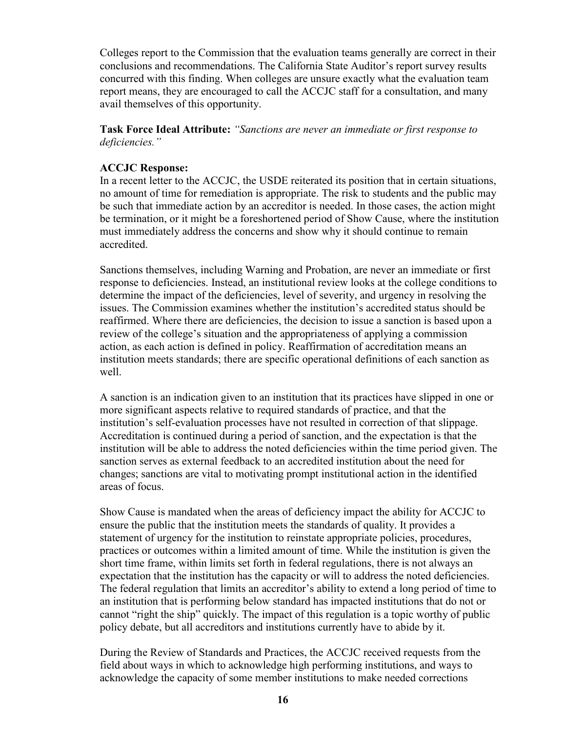Colleges report to the Commission that the evaluation teams generally are correct in their conclusions and recommendations. The California State Auditor's report survey results concurred with this finding. When colleges are unsure exactly what the evaluation team report means, they are encouraged to call the ACCJC staff for a consultation, and many avail themselves of this opportunity.

**Task Force Ideal Attribute:** *"Sanctions are never an immediate or first response to deficiencies."*

**ACCJC Response:**
In a recent letter to the ACCJC, the USDE reiterated its position that in certain situations, no amount of time for remediation is appropriate. The risk to students and the public may be such that immediate action by an accreditor is needed. In those cases, the action might be termination, or it might be a foreshortened period of Show Cause, where the institution must immediately address the concerns and show why it should continue to remain accredited.

Sanctions themselves, including Warning and Probation, are never an immediate or first response to deficiencies. Instead, an institutional review looks at the college conditions to determine the impact of the deficiencies, level of severity, and urgency in resolving the issues. The Commission examines whether the institution's accredited status should be reaffirmed. Where there are deficiencies, the decision to issue a sanction is based upon a review of the college's situation and the appropriateness of applying a commission action, as each action is defined in policy. Reaffirmation of accreditation means an institution meets standards; there are specific operational definitions of each sanction as well.

A sanction is an indication given to an institution that its practices have slipped in one or more significant aspects relative to required standards of practice, and that the institution's self-evaluation processes have not resulted in correction of that slippage. Accreditation is continued during a period of sanction, and the expectation is that the institution will be able to address the noted deficiencies within the time period given. The sanction serves as external feedback to an accredited institution about the need for changes; sanctions are vital to motivating prompt institutional action in the identified areas of focus.

Show Cause is mandated when the areas of deficiency impact the ability for ACCJC to ensure the public that the institution meets the standards of quality. It provides a statement of urgency for the institution to reinstate appropriate policies, procedures, practices or outcomes within a limited amount of time. While the institution is given the short time frame, within limits set forth in federal regulations, there is not always an expectation that the institution has the capacity or will to address the noted deficiencies. The federal regulation that limits an accreditor's ability to extend a long period of time to an institution that is performing below standard has impacted institutions that do not or cannot "right the ship" quickly. The impact of this regulation is a topic worthy of public policy debate, but all accreditors and institutions currently have to abide by it.

During the Review of Standards and Practices, the ACCJC received requests from the field about ways in which to acknowledge high performing institutions, and ways to acknowledge the capacity of some member institutions to make needed corrections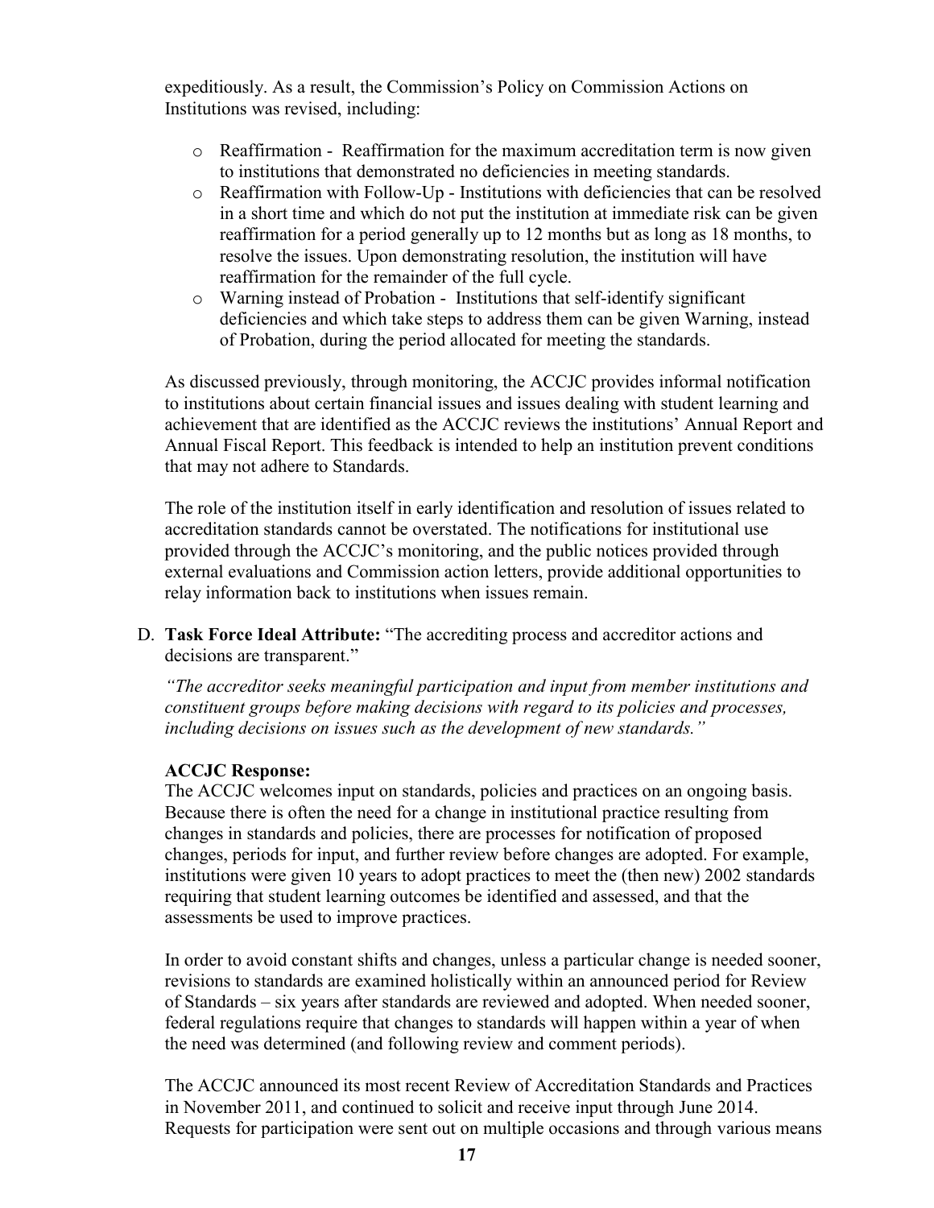expeditiously. As a result, the Commission's Policy on Commission Actions on Institutions was revised, including:

- Reaffirmation - Reaffirmation for the maximum accreditation term is now given to institutions that demonstrated no deficiencies in meeting standards.
- Reaffirmation with Follow-Up - Institutions with deficiencies that can be resolved in a short time and which do not put the institution at immediate risk can be given reaffirmation for a period generally up to 12 months but as long as 18 months, to resolve the issues. Upon demonstrating resolution, the institution will have reaffirmation for the remainder of the full cycle.
- Warning instead of Probation - Institutions that self-identify significant deficiencies and which take steps to address them can be given Warning, instead of Probation, during the period allocated for meeting the standards.

As discussed previously, through monitoring, the ACCJC provides informal notification to institutions about certain financial issues and issues dealing with student learning and achievement that are identified as the ACCJC reviews the institutions' Annual Report and Annual Fiscal Report. This feedback is intended to help an institution prevent conditions that may not adhere to Standards.

The role of the institution itself in early identification and resolution of issues related to accreditation standards cannot be overstated. The notifications for institutional use provided through the ACCJC's monitoring, and the public notices provided through external evaluations and Commission action letters, provide additional opportunities to relay information back to institutions when issues remain.

D. **Task Force Ideal Attribute:** "The accrediting process and accreditor actions and decisions are transparent."

*"The accreditor seeks meaningful participation and input from member institutions and constituent groups before making decisions with regard to its policies and processes, including decisions on issues such as the development of new standards."*

**ACCJC Response:**
The ACCJC welcomes input on standards, policies and practices on an ongoing basis. Because there is often the need for a change in institutional practice resulting from changes in standards and policies, there are processes for notification of proposed changes, periods for input, and further review before changes are adopted. For example, institutions were given 10 years to adopt practices to meet the (then new) 2002 standards requiring that student learning outcomes be identified and assessed, and that the assessments be used to improve practices.

In order to avoid constant shifts and changes, unless a particular change is needed sooner, revisions to standards are examined holistically within an announced period for Review of Standards – six years after standards are reviewed and adopted. When needed sooner, federal regulations require that changes to standards will happen within a year of when the need was determined (and following review and comment periods).

The ACCJC announced its most recent Review of Accreditation Standards and Practices in November 2011, and continued to solicit and receive input through June 2014. Requests for participation were sent out on multiple occasions and through various means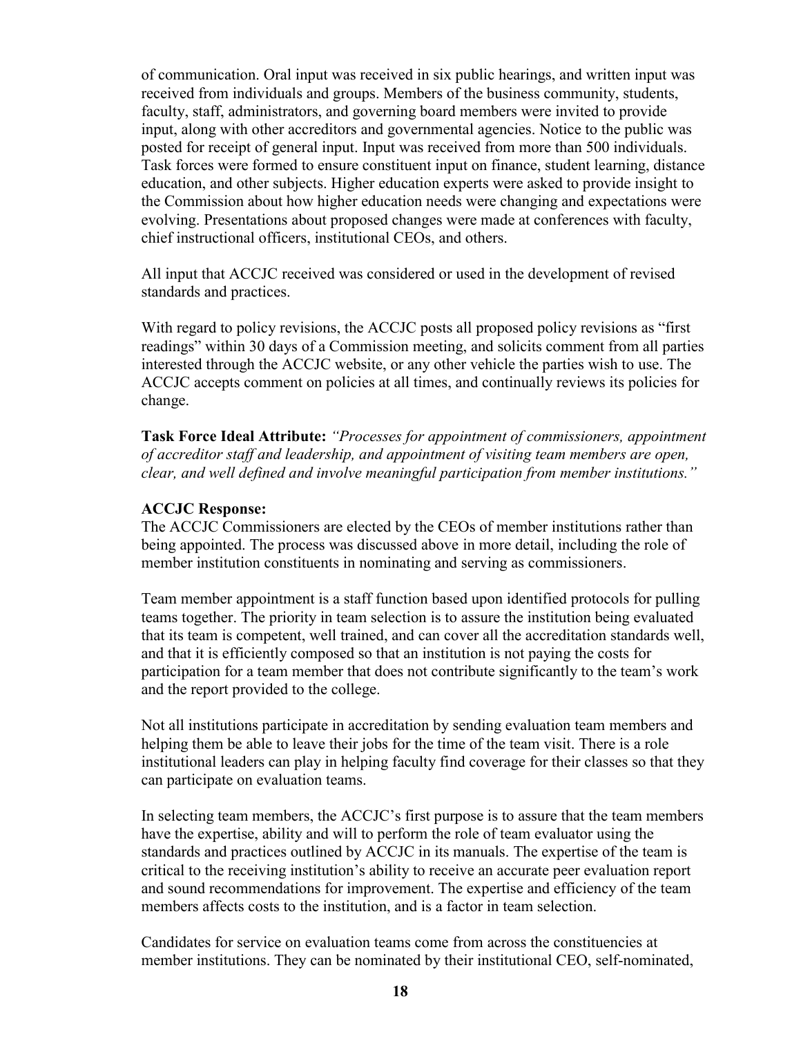of communication. Oral input was received in six public hearings, and written input was received from individuals and groups. Members of the business community, students, faculty, staff, administrators, and governing board members were invited to provide input, along with other accreditors and governmental agencies. Notice to the public was posted for receipt of general input. Input was received from more than 500 individuals. Task forces were formed to ensure constituent input on finance, student learning, distance education, and other subjects. Higher education experts were asked to provide insight to the Commission about how higher education needs were changing and expectations were evolving. Presentations about proposed changes were made at conferences with faculty, chief instructional officers, institutional CEOs, and others.

All input that ACCJC received was considered or used in the development of revised standards and practices.

With regard to policy revisions, the ACCJC posts all proposed policy revisions as "first readings" within 30 days of a Commission meeting, and solicits comment from all parties interested through the ACCJC website, or any other vehicle the parties wish to use. The ACCJC accepts comment on policies at all times, and continually reviews its policies for change.

**Task Force Ideal Attribute:** *"Processes for appointment of commissioners, appointment of accreditor staff and leadership, and appointment of visiting team members are open, clear, and well defined and involve meaningful participation from member institutions."*

**ACCJC Response:**
The ACCJC Commissioners are elected by the CEOs of member institutions rather than being appointed. The process was discussed above in more detail, including the role of member institution constituents in nominating and serving as commissioners.

Team member appointment is a staff function based upon identified protocols for pulling teams together. The priority in team selection is to assure the institution being evaluated that its team is competent, well trained, and can cover all the accreditation standards well, and that it is efficiently composed so that an institution is not paying the costs for participation for a team member that does not contribute significantly to the team's work and the report provided to the college.

Not all institutions participate in accreditation by sending evaluation team members and helping them be able to leave their jobs for the time of the team visit. There is a role institutional leaders can play in helping faculty find coverage for their classes so that they can participate on evaluation teams.

In selecting team members, the ACCJC's first purpose is to assure that the team members have the expertise, ability and will to perform the role of team evaluator using the standards and practices outlined by ACCJC in its manuals. The expertise of the team is critical to the receiving institution's ability to receive an accurate peer evaluation report and sound recommendations for improvement. The expertise and efficiency of the team members affects costs to the institution, and is a factor in team selection.

Candidates for service on evaluation teams come from across the constituencies at member institutions. They can be nominated by their institutional CEO, self-nominated,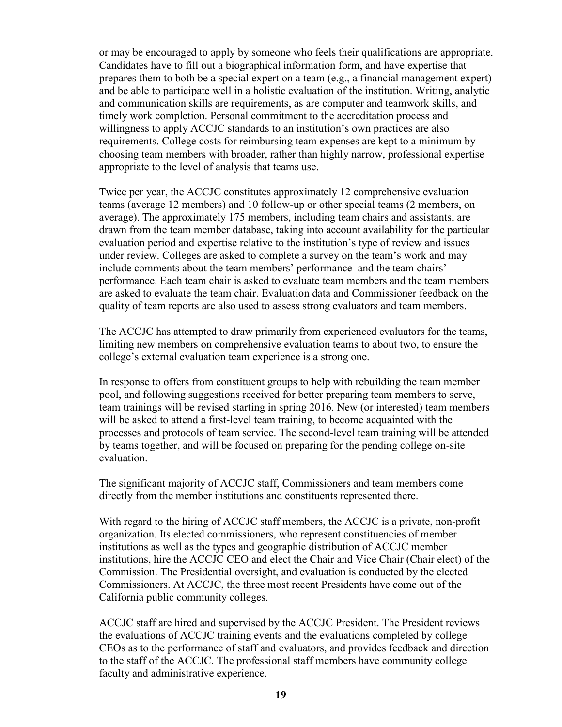or may be encouraged to apply by someone who feels their qualifications are appropriate. Candidates have to fill out a biographical information form, and have expertise that prepares them to both be a special expert on a team (e.g., a financial management expert) and be able to participate well in a holistic evaluation of the institution. Writing, analytic and communication skills are requirements, as are computer and teamwork skills, and timely work completion. Personal commitment to the accreditation process and willingness to apply ACCJC standards to an institution's own practices are also requirements. College costs for reimbursing team expenses are kept to a minimum by choosing team members with broader, rather than highly narrow, professional expertise appropriate to the level of analysis that teams use.

Twice per year, the ACCJC constitutes approximately 12 comprehensive evaluation teams (average 12 members) and 10 follow-up or other special teams (2 members, on average). The approximately 175 members, including team chairs and assistants, are drawn from the team member database, taking into account availability for the particular evaluation period and expertise relative to the institution's type of review and issues under review. Colleges are asked to complete a survey on the team's work and may include comments about the team members' performance and the team chairs' performance. Each team chair is asked to evaluate team members and the team members are asked to evaluate the team chair. Evaluation data and Commissioner feedback on the quality of team reports are also used to assess strong evaluators and team members.

The ACCJC has attempted to draw primarily from experienced evaluators for the teams, limiting new members on comprehensive evaluation teams to about two, to ensure the college's external evaluation team experience is a strong one.

In response to offers from constituent groups to help with rebuilding the team member pool, and following suggestions received for better preparing team members to serve, team trainings will be revised starting in spring 2016. New (or interested) team members will be asked to attend a first-level team training, to become acquainted with the processes and protocols of team service. The second-level team training will be attended by teams together, and will be focused on preparing for the pending college on-site evaluation.

The significant majority of ACCJC staff, Commissioners and team members come directly from the member institutions and constituents represented there.

With regard to the hiring of ACCJC staff members, the ACCJC is a private, non-profit organization. Its elected commissioners, who represent constituencies of member institutions as well as the types and geographic distribution of ACCJC member institutions, hire the ACCJC CEO and elect the Chair and Vice Chair (Chair elect) of the Commission. The Presidential oversight, and evaluation is conducted by the elected Commissioners. At ACCJC, the three most recent Presidents have come out of the California public community colleges.

ACCJC staff are hired and supervised by the ACCJC President. The President reviews the evaluations of ACCJC training events and the evaluations completed by college CEOs as to the performance of staff and evaluators, and provides feedback and direction to the staff of the ACCJC. The professional staff members have community college faculty and administrative experience.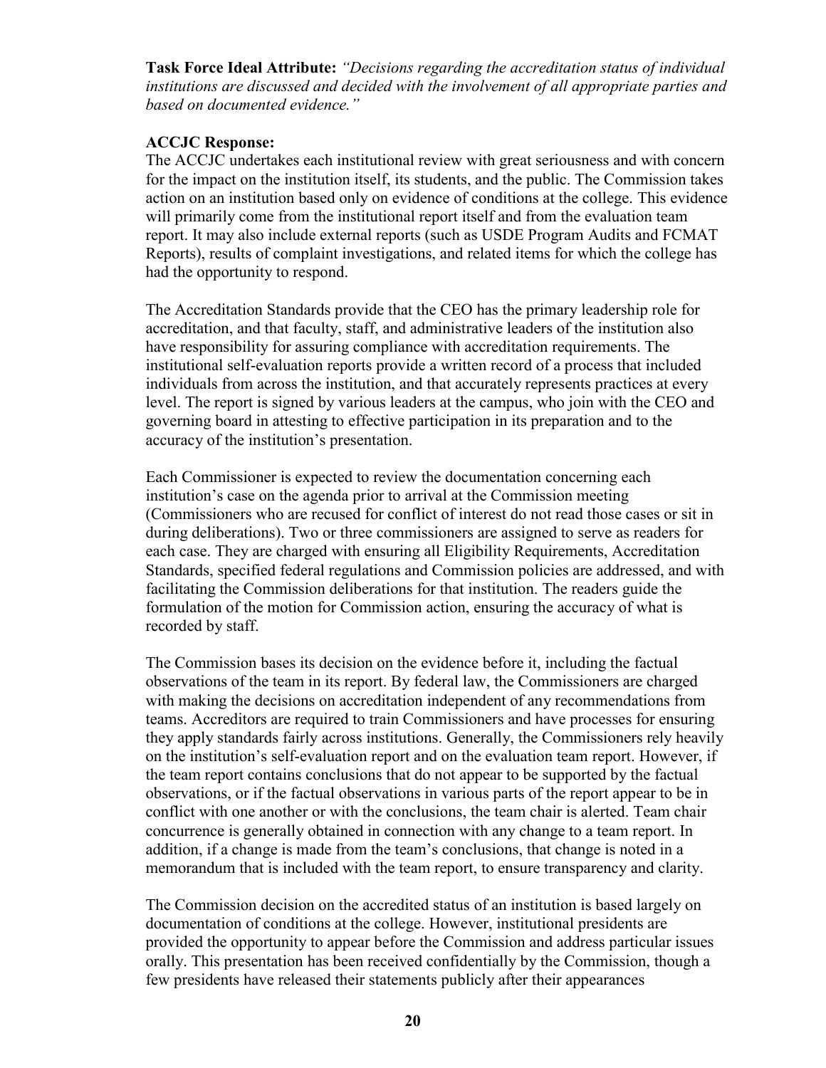**Task Force Ideal Attribute:** *"Decisions regarding the accreditation status of individual institutions are discussed and decided with the involvement of all appropriate parties and based on documented evidence."*

**ACCJC Response:**
The ACCJC undertakes each institutional review with great seriousness and with concern for the impact on the institution itself, its students, and the public. The Commission takes action on an institution based only on evidence of conditions at the college. This evidence will primarily come from the institutional report itself and from the evaluation team report. It may also include external reports (such as USDE Program Audits and FCMAT Reports), results of complaint investigations, and related items for which the college has had the opportunity to respond.

The Accreditation Standards provide that the CEO has the primary leadership role for accreditation, and that faculty, staff, and administrative leaders of the institution also have responsibility for assuring compliance with accreditation requirements. The institutional self-evaluation reports provide a written record of a process that included individuals from across the institution, and that accurately represents practices at every level. The report is signed by various leaders at the campus, who join with the CEO and governing board in attesting to effective participation in its preparation and to the accuracy of the institution's presentation.

Each Commissioner is expected to review the documentation concerning each institution's case on the agenda prior to arrival at the Commission meeting (Commissioners who are recused for conflict of interest do not read those cases or sit in during deliberations). Two or three commissioners are assigned to serve as readers for each case. They are charged with ensuring all Eligibility Requirements, Accreditation Standards, specified federal regulations and Commission policies are addressed, and with facilitating the Commission deliberations for that institution. The readers guide the formulation of the motion for Commission action, ensuring the accuracy of what is recorded by staff.

The Commission bases its decision on the evidence before it, including the factual observations of the team in its report. By federal law, the Commissioners are charged with making the decisions on accreditation independent of any recommendations from teams. Accreditors are required to train Commissioners and have processes for ensuring they apply standards fairly across institutions. Generally, the Commissioners rely heavily on the institution's self-evaluation report and on the evaluation team report. However, if the team report contains conclusions that do not appear to be supported by the factual observations, or if the factual observations in various parts of the report appear to be in conflict with one another or with the conclusions, the team chair is alerted. Team chair concurrence is generally obtained in connection with any change to a team report. In addition, if a change is made from the team's conclusions, that change is noted in a memorandum that is included with the team report, to ensure transparency and clarity.

The Commission decision on the accredited status of an institution is based largely on documentation of conditions at the college. However, institutional presidents are provided the opportunity to appear before the Commission and address particular issues orally. This presentation has been received confidentially by the Commission, though a few presidents have released their statements publicly after their appearances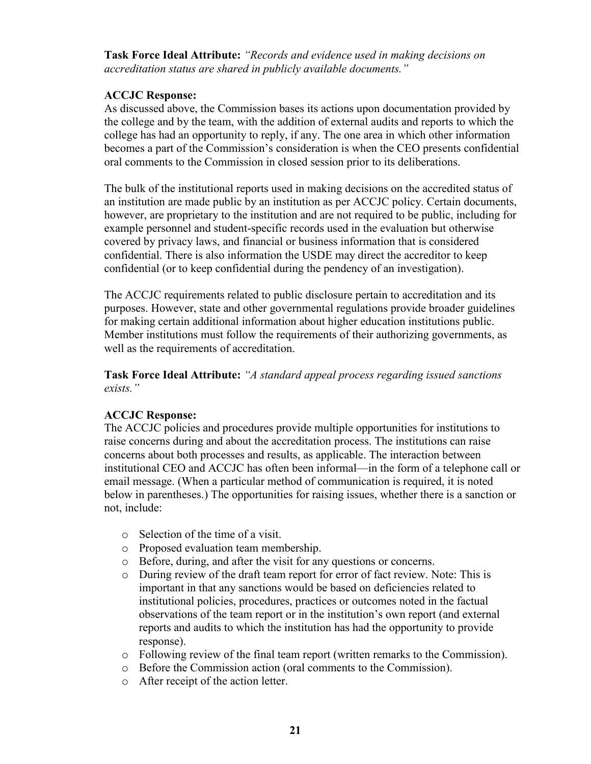**Task Force Ideal Attribute:** *"Records and evidence used in making decisions on accreditation status are shared in publicly available documents."*

**ACCJC Response:**
As discussed above, the Commission bases its actions upon documentation provided by the college and by the team, with the addition of external audits and reports to which the college has had an opportunity to reply, if any. The one area in which other information becomes a part of the Commission's consideration is when the CEO presents confidential oral comments to the Commission in closed session prior to its deliberations.

The bulk of the institutional reports used in making decisions on the accredited status of an institution are made public by an institution as per ACCJC policy. Certain documents, however, are proprietary to the institution and are not required to be public, including for example personnel and student-specific records used in the evaluation but otherwise covered by privacy laws, and financial or business information that is considered confidential. There is also information the USDE may direct the accreditor to keep confidential (or to keep confidential during the pendency of an investigation).

The ACCJC requirements related to public disclosure pertain to accreditation and its purposes. However, state and other governmental regulations provide broader guidelines for making certain additional information about higher education institutions public. Member institutions must follow the requirements of their authorizing governments, as well as the requirements of accreditation.

**Task Force Ideal Attribute:** *"A standard appeal process regarding issued sanctions exists."*

**ACCJC Response:**
The ACCJC policies and procedures provide multiple opportunities for institutions to raise concerns during and about the accreditation process. The institutions can raise concerns about both processes and results, as applicable. The interaction between institutional CEO and ACCJC has often been informal—in the form of a telephone call or email message. (When a particular method of communication is required, it is noted below in parentheses.) The opportunities for raising issues, whether there is a sanction or not, include:

- Selection of the time of a visit.
- Proposed evaluation team membership.
- Before, during, and after the visit for any questions or concerns.
- During review of the draft team report for error of fact review. Note: This is important in that any sanctions would be based on deficiencies related to institutional policies, procedures, practices or outcomes noted in the factual observations of the team report or in the institution's own report (and external reports and audits to which the institution has had the opportunity to provide response).
- Following review of the final team report (written remarks to the Commission).
- Before the Commission action (oral comments to the Commission).
- After receipt of the action letter.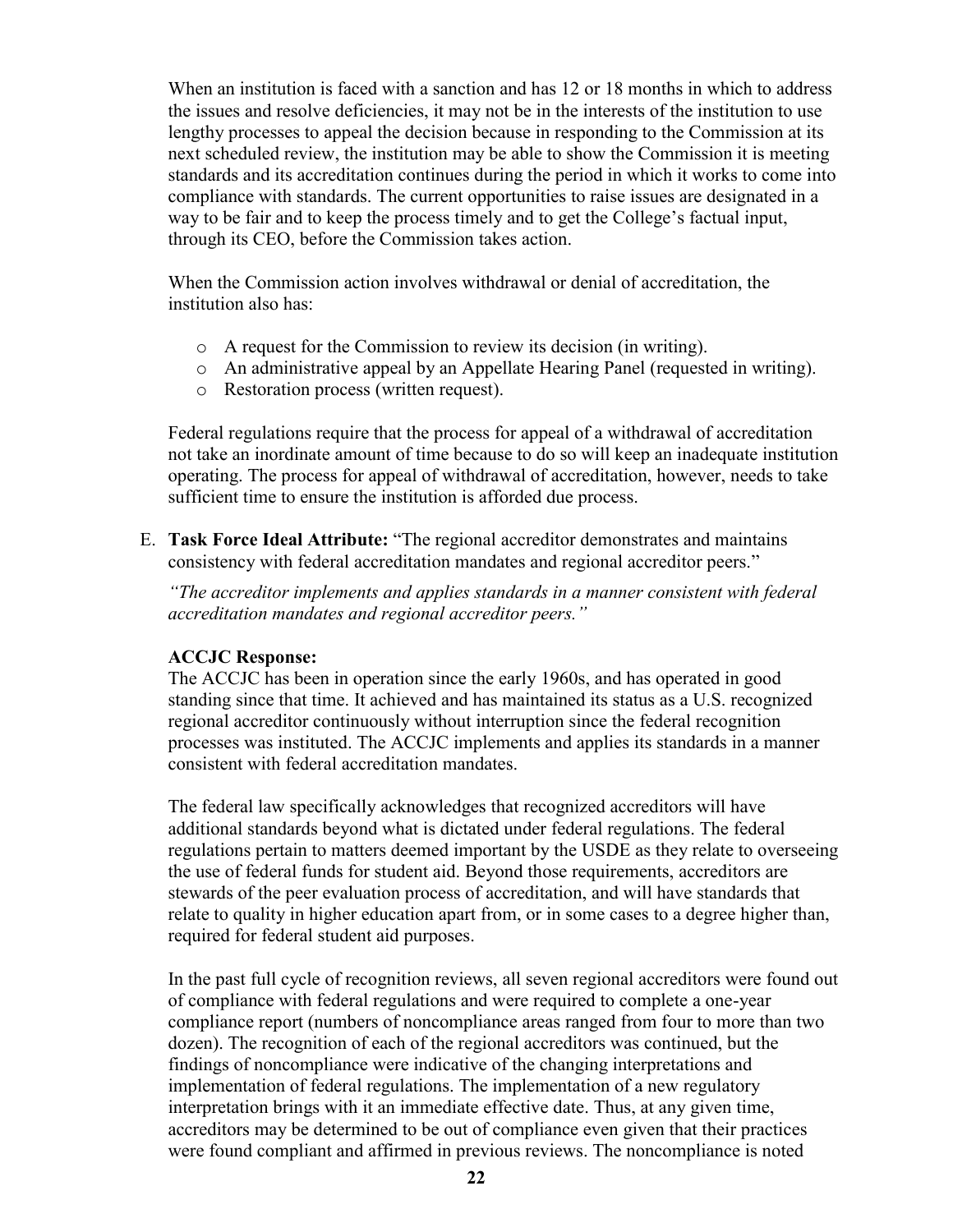When an institution is faced with a sanction and has 12 or 18 months in which to address the issues and resolve deficiencies, it may not be in the interests of the institution to use lengthy processes to appeal the decision because in responding to the Commission at its next scheduled review, the institution may be able to show the Commission it is meeting standards and its accreditation continues during the period in which it works to come into compliance with standards. The current opportunities to raise issues are designated in a way to be fair and to keep the process timely and to get the College's factual input, through its CEO, before the Commission takes action.

When the Commission action involves withdrawal or denial of accreditation, the institution also has:

- A request for the Commission to review its decision (in writing).
- An administrative appeal by an Appellate Hearing Panel (requested in writing).
- Restoration process (written request).

Federal regulations require that the process for appeal of a withdrawal of accreditation not take an inordinate amount of time because to do so will keep an inadequate institution operating. The process for appeal of withdrawal of accreditation, however, needs to take sufficient time to ensure the institution is afforded due process.

E. **Task Force Ideal Attribute:** "The regional accreditor demonstrates and maintains consistency with federal accreditation mandates and regional accreditor peers."

*"The accreditor implements and applies standards in a manner consistent with federal accreditation mandates and regional accreditor peers."*

**ACCJC Response:**
The ACCJC has been in operation since the early 1960s, and has operated in good standing since that time. It achieved and has maintained its status as a U.S. recognized regional accreditor continuously without interruption since the federal recognition processes was instituted. The ACCJC implements and applies its standards in a manner consistent with federal accreditation mandates.

The federal law specifically acknowledges that recognized accreditors will have additional standards beyond what is dictated under federal regulations. The federal regulations pertain to matters deemed important by the USDE as they relate to overseeing the use of federal funds for student aid. Beyond those requirements, accreditors are stewards of the peer evaluation process of accreditation, and will have standards that relate to quality in higher education apart from, or in some cases to a degree higher than, required for federal student aid purposes.

In the past full cycle of recognition reviews, all seven regional accreditors were found out of compliance with federal regulations and were required to complete a one-year compliance report (numbers of noncompliance areas ranged from four to more than two dozen). The recognition of each of the regional accreditors was continued, but the findings of noncompliance were indicative of the changing interpretations and implementation of federal regulations. The implementation of a new regulatory interpretation brings with it an immediate effective date. Thus, at any given time, accreditors may be determined to be out of compliance even given that their practices were found compliant and affirmed in previous reviews. The noncompliance is noted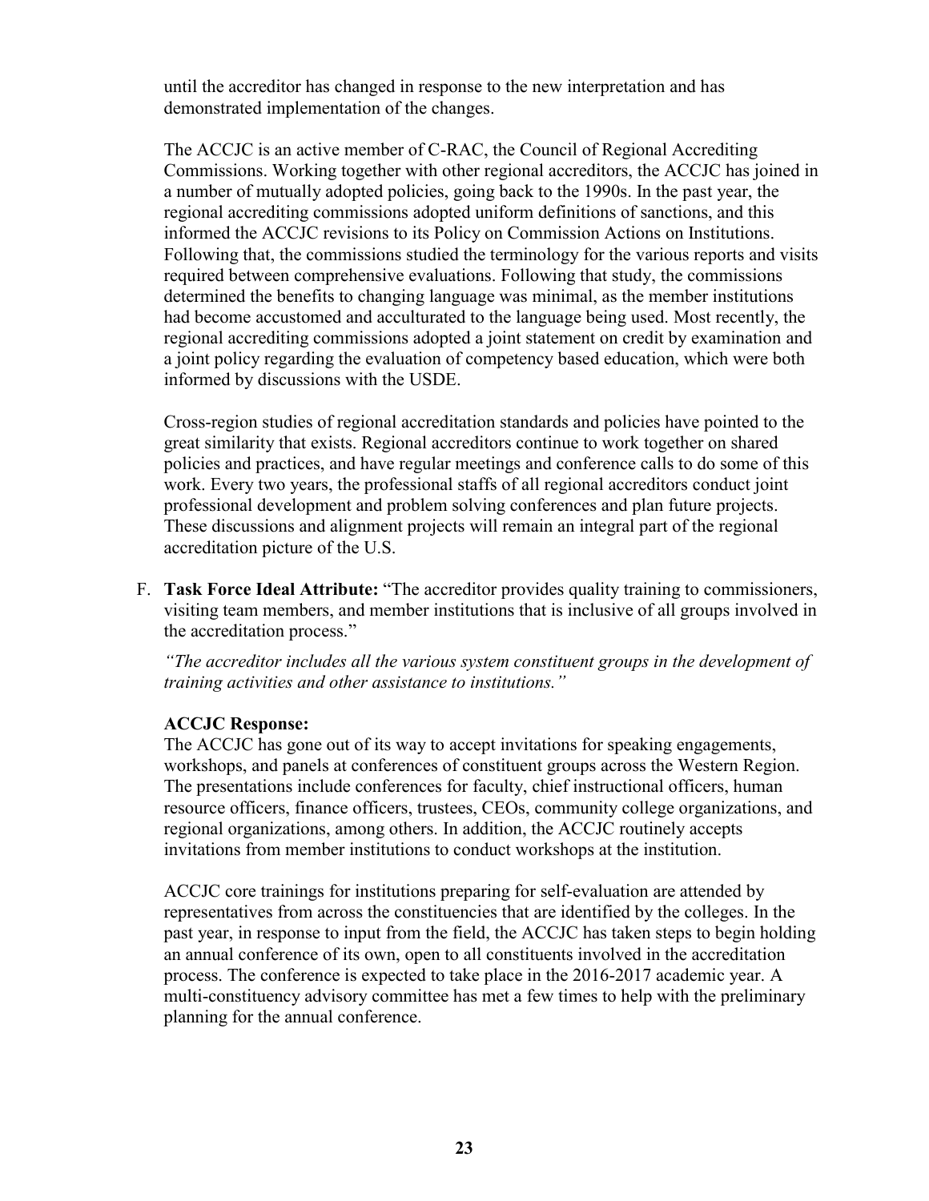until the accreditor has changed in response to the new interpretation and has demonstrated implementation of the changes.

The ACCJC is an active member of C-RAC, the Council of Regional Accrediting Commissions. Working together with other regional accreditors, the ACCJC has joined in a number of mutually adopted policies, going back to the 1990s. In the past year, the regional accrediting commissions adopted uniform definitions of sanctions, and this informed the ACCJC revisions to its Policy on Commission Actions on Institutions. Following that, the commissions studied the terminology for the various reports and visits required between comprehensive evaluations. Following that study, the commissions determined the benefits to changing language was minimal, as the member institutions had become accustomed and acculturated to the language being used. Most recently, the regional accrediting commissions adopted a joint statement on credit by examination and a joint policy regarding the evaluation of competency based education, which were both informed by discussions with the USDE.

Cross-region studies of regional accreditation standards and policies have pointed to the great similarity that exists. Regional accreditors continue to work together on shared policies and practices, and have regular meetings and conference calls to do some of this work. Every two years, the professional staffs of all regional accreditors conduct joint professional development and problem solving conferences and plan future projects. These discussions and alignment projects will remain an integral part of the regional accreditation picture of the U.S.

F. **Task Force Ideal Attribute:** "The accreditor provides quality training to commissioners, visiting team members, and member institutions that is inclusive of all groups involved in the accreditation process."

*"The accreditor includes all the various system constituent groups in the development of training activities and other assistance to institutions."*

**ACCJC Response:**

The ACCJC has gone out of its way to accept invitations for speaking engagements, workshops, and panels at conferences of constituent groups across the Western Region. The presentations include conferences for faculty, chief instructional officers, human resource officers, finance officers, trustees, CEOs, community college organizations, and regional organizations, among others. In addition, the ACCJC routinely accepts invitations from member institutions to conduct workshops at the institution.

ACCJC core trainings for institutions preparing for self-evaluation are attended by representatives from across the constituencies that are identified by the colleges. In the past year, in response to input from the field, the ACCJC has taken steps to begin holding an annual conference of its own, open to all constituents involved in the accreditation process. The conference is expected to take place in the 2016-2017 academic year. A multi-constituency advisory committee has met a few times to help with the preliminary planning for the annual conference.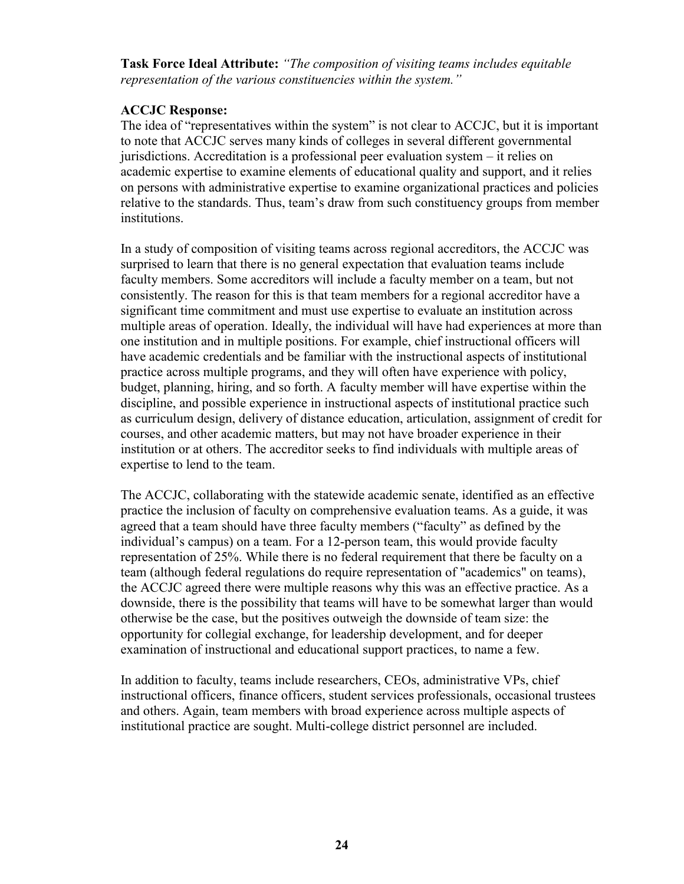**Task Force Ideal Attribute:** *"The composition of visiting teams includes equitable representation of the various constituencies within the system."*

**ACCJC Response:**

The idea of "representatives within the system" is not clear to ACCJC, but it is important to note that ACCJC serves many kinds of colleges in several different governmental jurisdictions. Accreditation is a professional peer evaluation system – it relies on academic expertise to examine elements of educational quality and support, and it relies on persons with administrative expertise to examine organizational practices and policies relative to the standards. Thus, team's draw from such constituency groups from member institutions.

In a study of composition of visiting teams across regional accreditors, the ACCJC was surprised to learn that there is no general expectation that evaluation teams include faculty members. Some accreditors will include a faculty member on a team, but not consistently. The reason for this is that team members for a regional accreditor have a significant time commitment and must use expertise to evaluate an institution across multiple areas of operation. Ideally, the individual will have had experiences at more than one institution and in multiple positions. For example, chief instructional officers will have academic credentials and be familiar with the instructional aspects of institutional practice across multiple programs, and they will often have experience with policy, budget, planning, hiring, and so forth. A faculty member will have expertise within the discipline, and possible experience in instructional aspects of institutional practice such as curriculum design, delivery of distance education, articulation, assignment of credit for courses, and other academic matters, but may not have broader experience in their institution or at others. The accreditor seeks to find individuals with multiple areas of expertise to lend to the team.

The ACCJC, collaborating with the statewide academic senate, identified as an effective practice the inclusion of faculty on comprehensive evaluation teams. As a guide, it was agreed that a team should have three faculty members ("faculty" as defined by the individual's campus) on a team. For a 12-person team, this would provide faculty representation of 25%. While there is no federal requirement that there be faculty on a team (although federal regulations do require representation of "academics" on teams), the ACCJC agreed there were multiple reasons why this was an effective practice. As a downside, there is the possibility that teams will have to be somewhat larger than would otherwise be the case, but the positives outweigh the downside of team size: the opportunity for collegial exchange, for leadership development, and for deeper examination of instructional and educational support practices, to name a few.

In addition to faculty, teams include researchers, CEOs, administrative VPs, chief instructional officers, finance officers, student services professionals, occasional trustees and others. Again, team members with broad experience across multiple aspects of institutional practice are sought. Multi-college district personnel are included.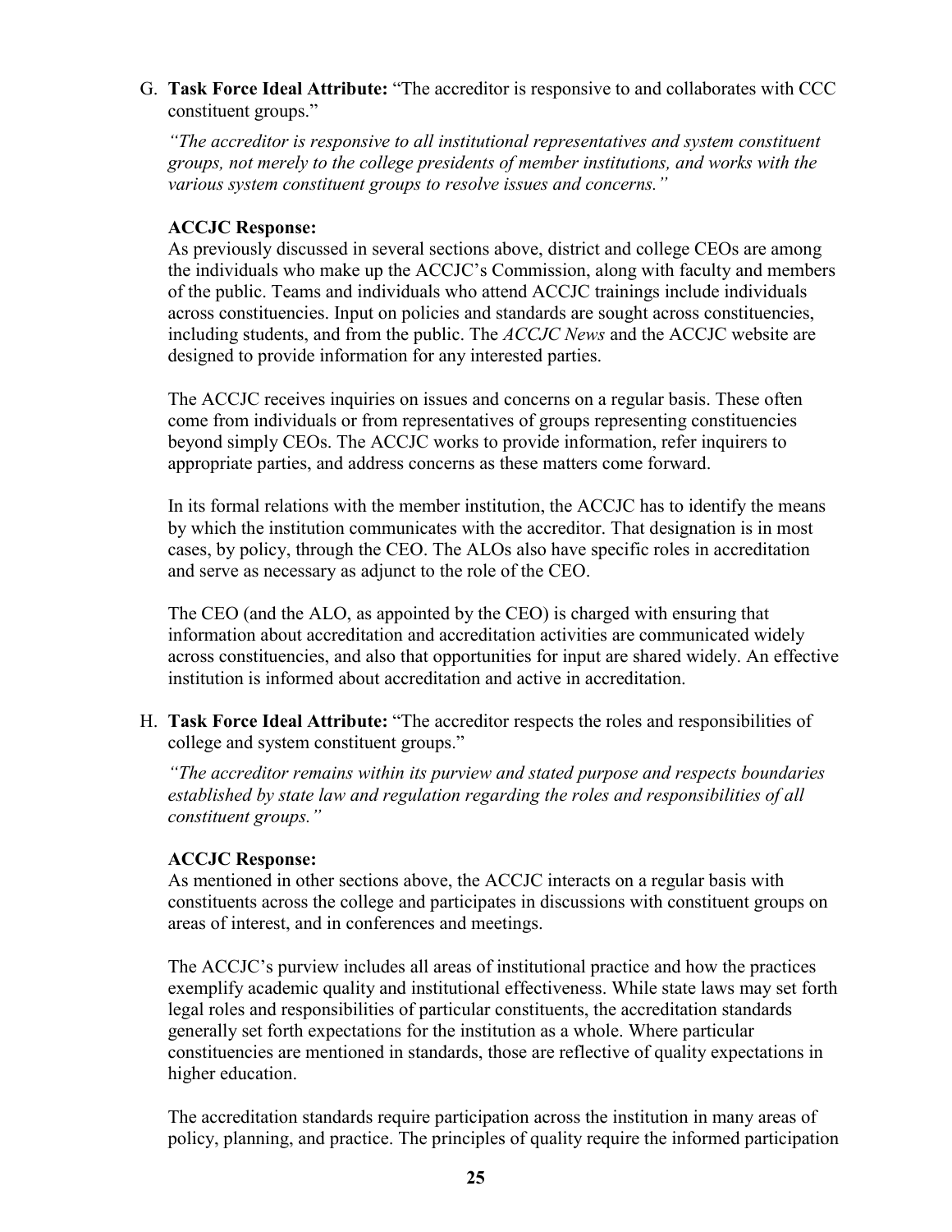G. **Task Force Ideal Attribute:** "The accreditor is responsive to and collaborates with CCC constituent groups."

*"The accreditor is responsive to all institutional representatives and system constituent groups, not merely to the college presidents of member institutions, and works with the various system constituent groups to resolve issues and concerns."*

**ACCJC Response:**
As previously discussed in several sections above, district and college CEOs are among the individuals who make up the ACCJC's Commission, along with faculty and members of the public. Teams and individuals who attend ACCJC trainings include individuals across constituencies. Input on policies and standards are sought across constituencies, including students, and from the public. The *ACCJC News* and the ACCJC website are designed to provide information for any interested parties.

The ACCJC receives inquiries on issues and concerns on a regular basis. These often come from individuals or from representatives of groups representing constituencies beyond simply CEOs. The ACCJC works to provide information, refer inquirers to appropriate parties, and address concerns as these matters come forward.

In its formal relations with the member institution, the ACCJC has to identify the means by which the institution communicates with the accreditor. That designation is in most cases, by policy, through the CEO. The ALOs also have specific roles in accreditation and serve as necessary as adjunct to the role of the CEO.

The CEO (and the ALO, as appointed by the CEO) is charged with ensuring that information about accreditation and accreditation activities are communicated widely across constituencies, and also that opportunities for input are shared widely. An effective institution is informed about accreditation and active in accreditation.

H. **Task Force Ideal Attribute:** "The accreditor respects the roles and responsibilities of college and system constituent groups."

*"The accreditor remains within its purview and stated purpose and respects boundaries established by state law and regulation regarding the roles and responsibilities of all constituent groups."*

**ACCJC Response:**
As mentioned in other sections above, the ACCJC interacts on a regular basis with constituents across the college and participates in discussions with constituent groups on areas of interest, and in conferences and meetings.

The ACCJC's purview includes all areas of institutional practice and how the practices exemplify academic quality and institutional effectiveness. While state laws may set forth legal roles and responsibilities of particular constituents, the accreditation standards generally set forth expectations for the institution as a whole. Where particular constituencies are mentioned in standards, those are reflective of quality expectations in higher education.

The accreditation standards require participation across the institution in many areas of policy, planning, and practice. The principles of quality require the informed participation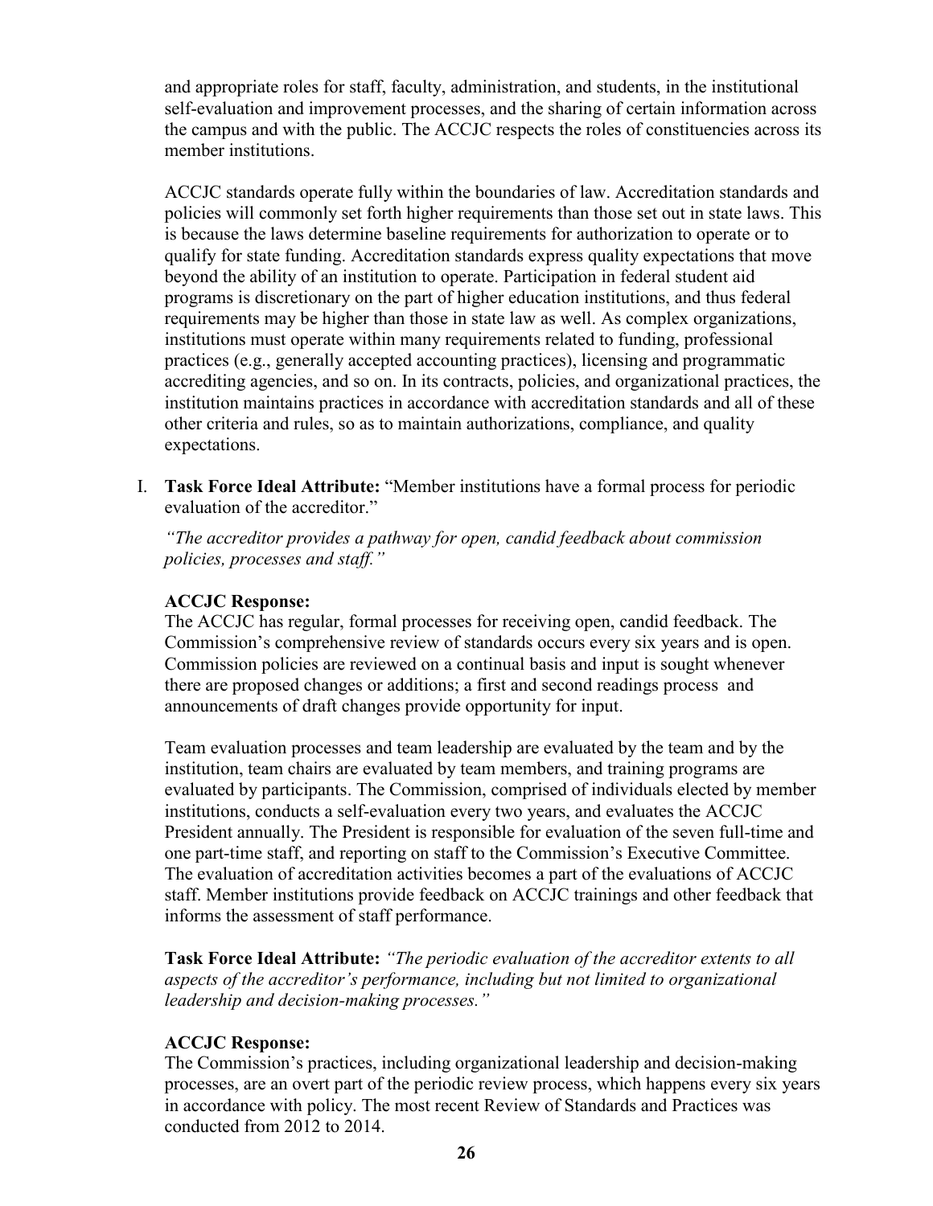and appropriate roles for staff, faculty, administration, and students, in the institutional self-evaluation and improvement processes, and the sharing of certain information across the campus and with the public. The ACCJC respects the roles of constituencies across its member institutions.

ACCJC standards operate fully within the boundaries of law. Accreditation standards and policies will commonly set forth higher requirements than those set out in state laws. This is because the laws determine baseline requirements for authorization to operate or to qualify for state funding. Accreditation standards express quality expectations that move beyond the ability of an institution to operate. Participation in federal student aid programs is discretionary on the part of higher education institutions, and thus federal requirements may be higher than those in state law as well. As complex organizations, institutions must operate within many requirements related to funding, professional practices (e.g., generally accepted accounting practices), licensing and programmatic accrediting agencies, and so on. In its contracts, policies, and organizational practices, the institution maintains practices in accordance with accreditation standards and all of these other criteria and rules, so as to maintain authorizations, compliance, and quality expectations.

I. **Task Force Ideal Attribute:** "Member institutions have a formal process for periodic evaluation of the accreditor."

   *"The accreditor provides a pathway for open, candid feedback about commission policies, processes and staff."*

   **ACCJC Response:**
   The ACCJC has regular, formal processes for receiving open, candid feedback. The Commission's comprehensive review of standards occurs every six years and is open. Commission policies are reviewed on a continual basis and input is sought whenever there are proposed changes or additions; a first and second readings process and announcements of draft changes provide opportunity for input.

   Team evaluation processes and team leadership are evaluated by the team and by the institution, team chairs are evaluated by team members, and training programs are evaluated by participants. The Commission, comprised of individuals elected by member institutions, conducts a self-evaluation every two years, and evaluates the ACCJC President annually. The President is responsible for evaluation of the seven full-time and one part-time staff, and reporting on staff to the Commission's Executive Committee. The evaluation of accreditation activities becomes a part of the evaluations of ACCJC staff. Member institutions provide feedback on ACCJC trainings and other feedback that informs the assessment of staff performance.

   **Task Force Ideal Attribute:** *"The periodic evaluation of the accreditor extents to all aspects of the accreditor's performance, including but not limited to organizational leadership and decision-making processes."*

   **ACCJC Response:**
   The Commission's practices, including organizational leadership and decision-making processes, are an overt part of the periodic review process, which happens every six years in accordance with policy. The most recent Review of Standards and Practices was conducted from 2012 to 2014.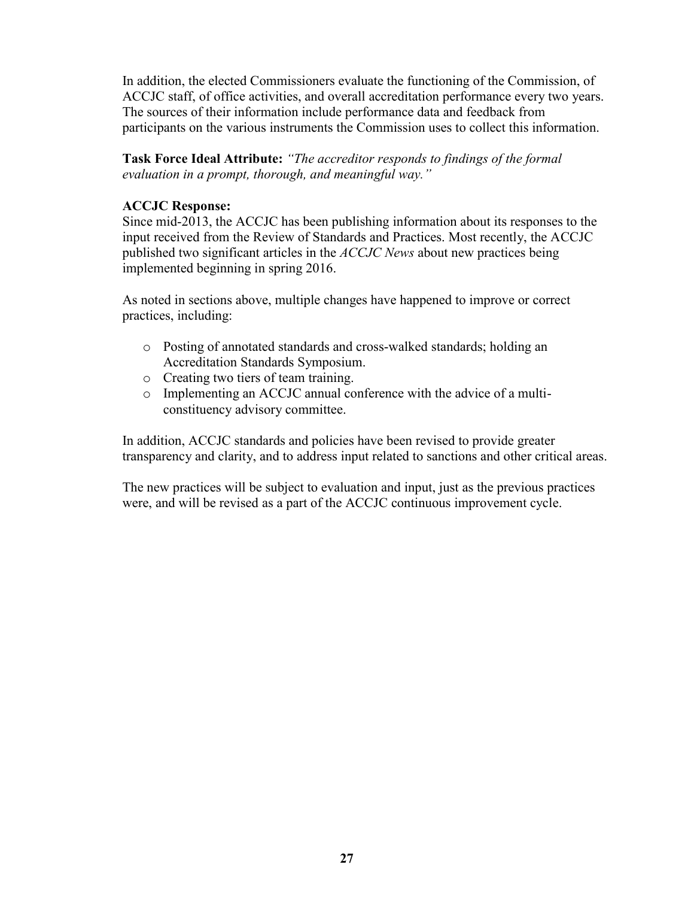In addition, the elected Commissioners evaluate the functioning of the Commission, of ACCJC staff, of office activities, and overall accreditation performance every two years. The sources of their information include performance data and feedback from participants on the various instruments the Commission uses to collect this information.

**Task Force Ideal Attribute:** *"The accreditor responds to findings of the formal evaluation in a prompt, thorough, and meaningful way."*

**ACCJC Response:**
Since mid-2013, the ACCJC has been publishing information about its responses to the input received from the Review of Standards and Practices. Most recently, the ACCJC published two significant articles in the *ACCJC News* about new practices being implemented beginning in spring 2016.

As noted in sections above, multiple changes have happened to improve or correct practices, including:

- Posting of annotated standards and cross-walked standards; holding an Accreditation Standards Symposium.
- Creating two tiers of team training.
- Implementing an ACCJC annual conference with the advice of a multi-constituency advisory committee.

In addition, ACCJC standards and policies have been revised to provide greater transparency and clarity, and to address input related to sanctions and other critical areas.

The new practices will be subject to evaluation and input, just as the previous practices were, and will be revised as a part of the ACCJC continuous improvement cycle.